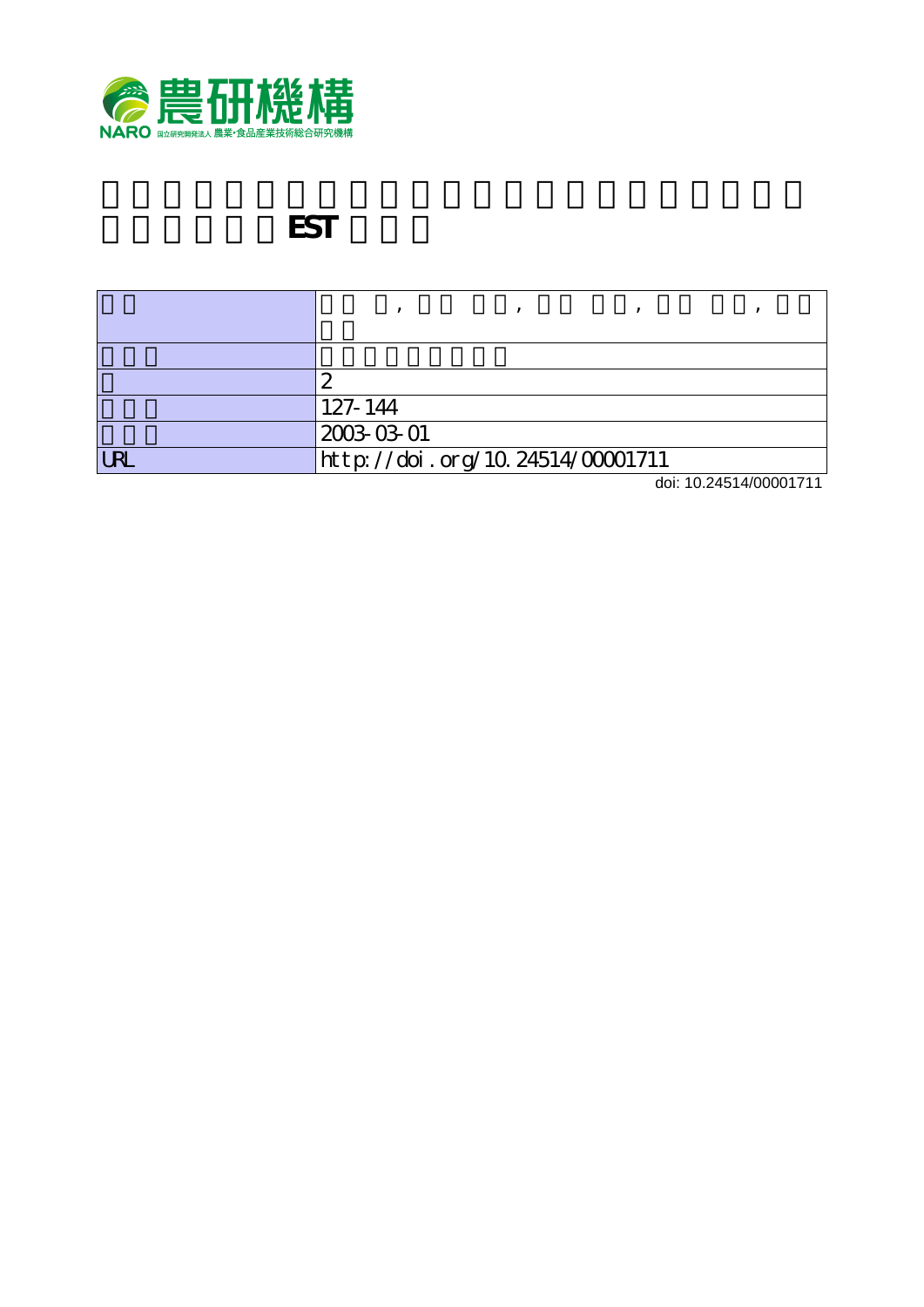農研機構

NARO 国立研究開発法人 農業・食品産業技術総合研究機構

# EST

| | |
|---|---|
| | , , , , |
| | |
| | 2 |
| | 127-144 |
| | 2003-03-01 |
| URL | http://doi.org/10.24514/00001711 |

doi: 10.24514/00001711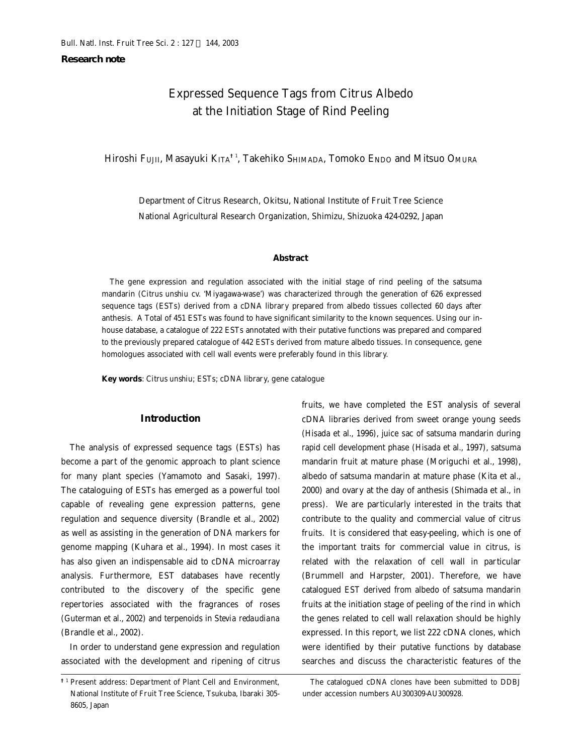**Research note**

# Expressed Sequence Tags from Citrus Albedo at the Initiation Stage of Rind Peeling

Hiroshi Fujii, Masayuki Kita[†1], Takehiko Shimada, Tomoko Endo and Mitsuo Omura

Department of Citrus Research, Okitsu, National Institute of Fruit Tree Science
National Agricultural Research Organization, Shimizu, Shizuoka 424-0292, Japan

## Abstract

The gene expression and regulation associated with the initial stage of rind peeling of the satsuma mandarin (*Citrus unshiu* cv. 'Miyagawa-wase') was characterized through the generation of 626 expressed sequence tags (ESTs) derived from a cDNA library prepared from albedo tissues collected 60 days after anthesis. A Total of 451 ESTs was found to have significant similarity to the known sequences. Using our in-house database, a catalogue of 222 ESTs annotated with their putative functions was prepared and compared to the previously prepared catalogue of 442 ESTs derived from mature albedo tissues. In consequence, gene homologues associated with cell wall events were preferably found in this library.

**Key words**: *Citrus unshiu*; ESTs; cDNA library, gene catalogue

## Introduction

The analysis of expressed sequence tags (ESTs) has become a part of the genomic approach to plant science for many plant species (Yamamoto and Sasaki, 1997). The cataloguing of ESTs has emerged as a powerful tool capable of revealing gene expression patterns, gene regulation and sequence diversity (Brandle et al., 2002) as well as assisting in the generation of DNA markers for genome mapping (Kuhara et al., 1994). In most cases it has also given an indispensable aid to cDNA microarray analysis. Furthermore, EST databases have recently contributed to the discovery of the specific gene repertories associated with the fragrances of roses (Guterman et al., 2002) and terpenoids in *Stevia redaudiana* (Brandle et al., 2002).

In order to understand gene expression and regulation associated with the development and ripening of citrus fruits, we have completed the EST analysis of several cDNA libraries derived from sweet orange young seeds (Hisada et al., 1996), juice sac of satsuma mandarin during rapid cell development phase (Hisada et al., 1997), satsuma mandarin fruit at mature phase (Moriguchi et al., 1998), albedo of satsuma mandarin at mature phase (Kita et al., 2000) and ovary at the day of anthesis (Shimada et al., in press). We are particularly interested in the traits that contribute to the quality and commercial value of citrus fruits. It is considered that easy-peeling, which is one of the important traits for commercial value in citrus, is related with the relaxation of cell wall in particular (Brummell and Harpster, 2001). Therefore, we have catalogued EST derived from albedo of satsuma mandarin fruits at the initiation stage of peeling of the rind in which the genes related to cell wall relaxation should be highly expressed. In this report, we list 222 cDNA clones, which were identified by their putative functions by database searches and discuss the characteristic features of the

[†1] Present address: Department of Plant Cell and Environment, National Institute of Fruit Tree Science, Tsukuba, Ibaraki 305-8605, Japan

The catalogued cDNA clones have been submitted to DDBJ under accession numbers AU300309-AU300928.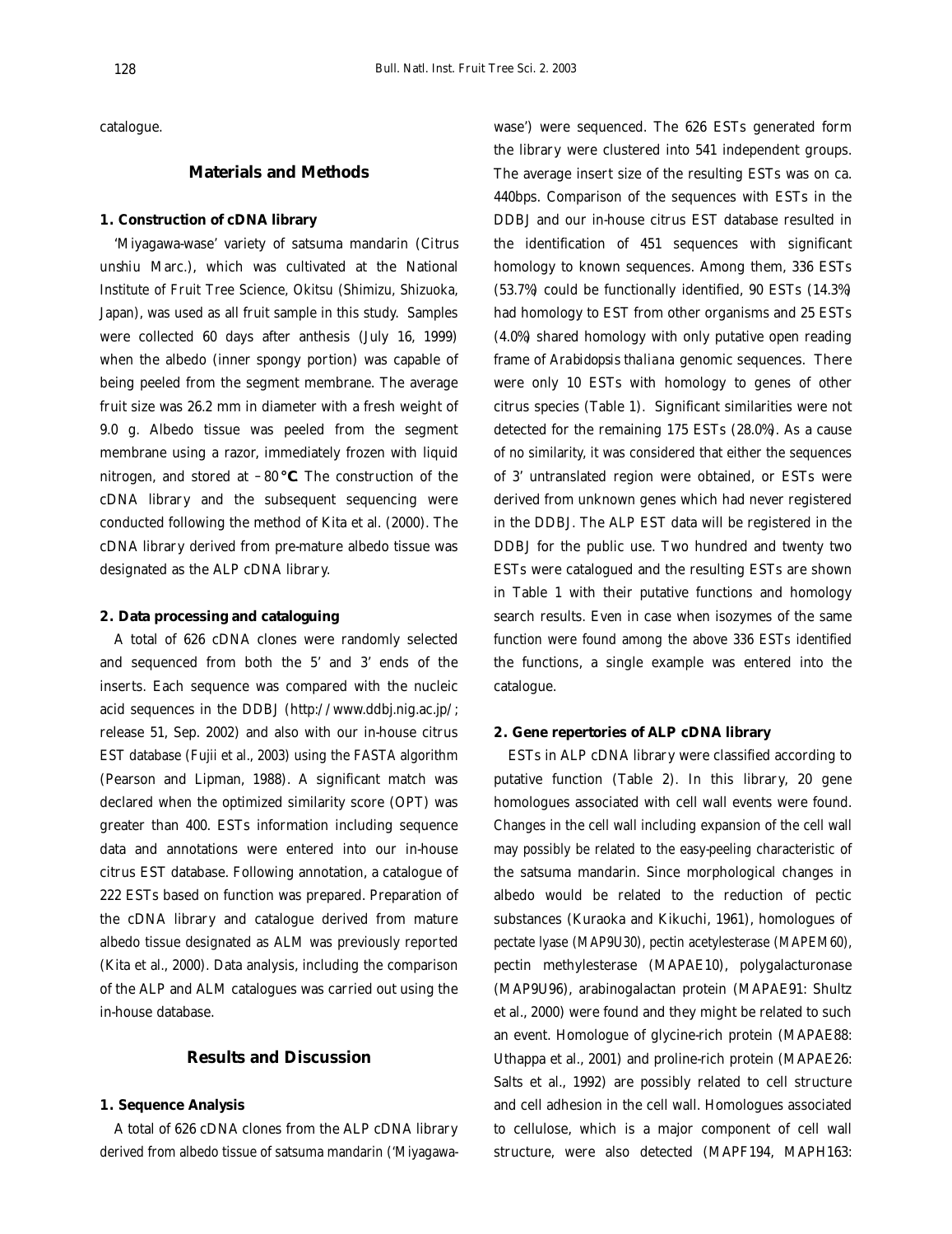catalogue.

## Materials and Methods

### 1. Construction of cDNA library

'Miyagawa-wase' variety of satsuma mandarin (*Citrus unshiu* Marc.), which was cultivated at the National Institute of Fruit Tree Science, Okitsu (Shimizu, Shizuoka, Japan), was used as all fruit sample in this study. Samples were collected 60 days after anthesis (July 16, 1999) when the albedo (inner spongy portion) was capable of being peeled from the segment membrane. The average fruit size was 26.2 mm in diameter with a fresh weight of 9.0 g. Albedo tissue was peeled from the segment membrane using a razor, immediately frozen with liquid nitrogen, and stored at −80 ℃. The construction of the cDNA library and the subsequent sequencing were conducted following the method of Kita et al. (2000). The cDNA library derived from pre-mature albedo tissue was designated as the ALP cDNA library.

### 2. Data processing and cataloguing

A total of 626 cDNA clones were randomly selected and sequenced from both the 5' and 3' ends of the inserts. Each sequence was compared with the nucleic acid sequences in the DDBJ (http://www.ddbj.nig.ac.jp/; release 51, Sep. 2002) and also with our in-house citrus EST database (Fujii et al., 2003) using the FASTA algorithm (Pearson and Lipman, 1988). A significant match was declared when the optimized similarity score (OPT) was greater than 400. ESTs information including sequence data and annotations were entered into our in-house citrus EST database. Following annotation, a catalogue of 222 ESTs based on function was prepared. Preparation of the cDNA library and catalogue derived from mature albedo tissue designated as ALM was previously reported (Kita et al., 2000). Data analysis, including the comparison of the ALP and ALM catalogues was carried out using the in-house database.

## Results and Discussion

### 1. Sequence Analysis

A total of 626 cDNA clones from the ALP cDNA library derived from albedo tissue of satsuma mandarin ('Miyagawa-wase') were sequenced. The 626 ESTs generated form the library were clustered into 541 independent groups. The average insert size of the resulting ESTs was on ca. 440bps. Comparison of the sequences with ESTs in the DDBJ and our in-house citrus EST database resulted in the identification of 451 sequences with significant homology to known sequences. Among them, 336 ESTs (53.7%) could be functionally identified, 90 ESTs (14.3%) had homology to EST from other organisms and 25 ESTs (4.0%) shared homology with only putative open reading frame of *Arabidopsis thaliana* genomic sequences. There were only 10 ESTs with homology to genes of other citrus species (Table 1). Significant similarities were not detected for the remaining 175 ESTs (28.0%). As a cause of no similarity, it was considered that either the sequences of 3' untranslated region were obtained, or ESTs were derived from unknown genes which had never registered in the DDBJ. The ALP EST data will be registered in the DDBJ for the public use. Two hundred and twenty two ESTs were catalogued and the resulting ESTs are shown in Table 1 with their putative functions and homology search results. Even in case when isozymes of the same function were found among the above 336 ESTs identified the functions, a single example was entered into the catalogue.

### 2. Gene repertories of ALP cDNA library

ESTs in ALP cDNA library were classified according to putative function (Table 2). In this library, 20 gene homologues associated with cell wall events were found. Changes in the cell wall including expansion of the cell wall may possibly be related to the easy-peeling characteristic of the satsuma mandarin. Since morphological changes in albedo would be related to the reduction of pectic substances (Kuraoka and Kikuchi, 1961), homologues of pectate lyase (MAP9U30), pectin acetylesterase (MAPEM60), pectin methylesterase (MAPAE10), polygalacturonase (MAP9U96), arabinogalactan protein (MAPAE91: Shultz et al., 2000) were found and they might be related to such an event. Homologue of glycine-rich protein (MAPAE88: Uthappa et al., 2001) and proline-rich protein (MAPAE26: Salts et al., 1992) are possibly related to cell structure and cell adhesion in the cell wall. Homologues associated to cellulose, which is a major component of cell wall structure, were also detected (MAPF194, MAPH163: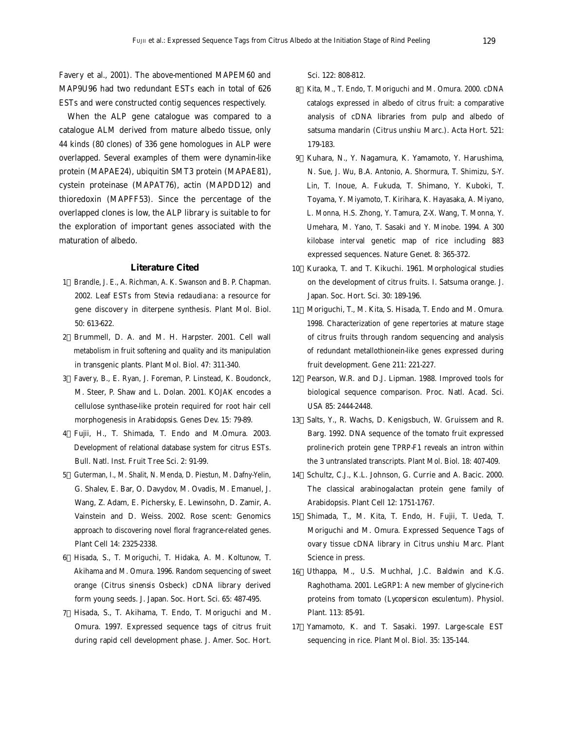Favery et al., 2001). The above-mentioned MAPEM60 and MAP9U96 had two redundant ESTs each in total of 626 ESTs and were constructed contig sequences respectively.

When the ALP gene catalogue was compared to a catalogue ALM derived from mature albedo tissue, only 44 kinds (80 clones) of 336 gene homologues in ALP were overlapped. Several examples of them were dynamin-like protein (MAPAE24), ubiquitin SMT3 protein (MAPAE81), cystein proteinase (MAPAT76), actin (MAPDD12) and thioredoxin (MAPFF53). Since the percentage of the overlapped clones is low, the ALP library is suitable to for the exploration of important genes associated with the maturation of albedo.

## Literature Cited

1. Brandle, J. E., A. Richman, A. K. Swanson and B. P. Chapman. 2002. Leaf ESTs from *Stevia redaudiana*: a resource for gene discovery in diterpene synthesis. Plant Mol. Biol. 50: 613-622.
2. Brummell, D. A. and M. H. Harpster. 2001. Cell wall metabolism in fruit softening and quality and its manipulation in transgenic plants. Plant Mol. Biol. 47: 311-340.
3. Favery, B., E. Ryan, J. Foreman, P. Linstead, K. Boudonck, M. Steer, P. Shaw and L. Dolan. 2001. KOJAK encodes a cellulose synthase-like protein required for root hair cell morphogenesis in *Arabidopsis*. Genes Dev. 15: 79-89.
4. Fujii, H., T. Shimada, T. Endo and M.Omura. 2003. Development of relational database system for citrus ESTs. Bull. Natl. Inst. Fruit Tree Sci. 2: 91-99.
5. Guterman, I., M. Shalit, N. Menda, D. Piestun, M. Dafny-Yelin, G. Shalev, E. Bar, O. Davydov, M. Ovadis, M. Emanuel, J. Wang, Z. Adam, E. Pichersky, E. Lewinsohn, D. Zamir, A. Vainstein and D. Weiss. 2002. Rose scent: Genomics approach to discovering novel floral fragrance-related genes. Plant Cell 14: 2325-2338.
6. Hisada, S., T. Moriguchi, T. Hidaka, A. M. Koltunow, T. Akihama and M. Omura. 1996. Random sequencing of sweet orange (*Citrus sinensis* Osbeck) cDNA library derived form young seeds. J. Japan. Soc. Hort. Sci. 65: 487-495.
7. Hisada, S., T. Akihama, T. Endo, T. Moriguchi and M. Omura. 1997. Expressed sequence tags of citrus fruit during rapid cell development phase. J. Amer. Soc. Hort. Sci. 122: 808-812.
8. Kita, M., T. Endo, T. Moriguchi and M. Omura. 2000. cDNA catalogs expressed in albedo of citrus fruit: a comparative analysis of cDNA libraries from pulp and albedo of satsuma mandarin (*Citrus unshiu* Marc.). Acta Hort. 521: 179-183.
9. Kuhara, N., Y. Nagamura, K. Yamamoto, Y. Harushima, N. Sue, J. Wu, B.A. Antonio, A. Shormura, T. Shimizu, S-Y. Lin, T. Inoue, A. Fukuda, T. Shimano, Y. Kuboki, T. Toyama, Y. Miyamoto, T. Kirihara, K. Hayasaka, A. Miyano, L. Monna, H.S. Zhong, Y. Tamura, Z-X. Wang, T. Monna, Y. Umehara, M. Yano, T. Sasaki and Y. Minobe. 1994. A 300 kilobase interval genetic map of rice including 883 expressed sequences. Nature Genet. 8: 365-372.
10. Kuraoka, T. and T. Kikuchi. 1961. Morphological studies on the development of citrus fruits. I. Satsuma orange. J. Japan. Soc. Hort. Sci. 30: 189-196.
11. Moriguchi, T., M. Kita, S. Hisada, T. Endo and M. Omura. 1998. Characterization of gene repertories at mature stage of citrus fruits through random sequencing and analysis of redundant metallothionein-like genes expressed during fruit development. Gene 211: 221-227.
12. Pearson, W.R. and D.J. Lipman. 1988. Improved tools for biological sequence comparison. Proc. Natl. Acad. Sci. USA 85: 2444-2448.
13. Salts, Y., R. Wachs, D. Kenigsbuch, W. Gruissem and R. Barg. 1992. DNA sequence of the tomato fruit expressed proline-rich protein gene TPRP-F1 reveals an intron within the 3 untranslated transcripts. Plant Mol. Biol. 18: 407-409.
14. Schultz, C.J., K.L. Johnson, G. Currie and A. Bacic. 2000. The classical arabinogalactan protein gene family of Arabidopsis. Plant Cell 12: 1751-1767.
15. Shimada, T., M. Kita, T. Endo, H. Fujii, T. Ueda, T. Moriguchi and M. Omura. Expressed Sequence Tags of ovary tissue cDNA library in *Citrus unshiu* Marc. Plant Science in press.
16. Uthappa, M., U.S. Muchhal, J.C. Baldwin and K.G. Raghothama. 2001. LeGRP1: A new member of glycine-rich proteins from tomato (*Lycopersicon esculentum*). Physiol. Plant. 113: 85-91.
17. Yamamoto, K. and T. Sasaki. 1997. Large-scale EST sequencing in rice. Plant Mol. Biol. 35: 135-144.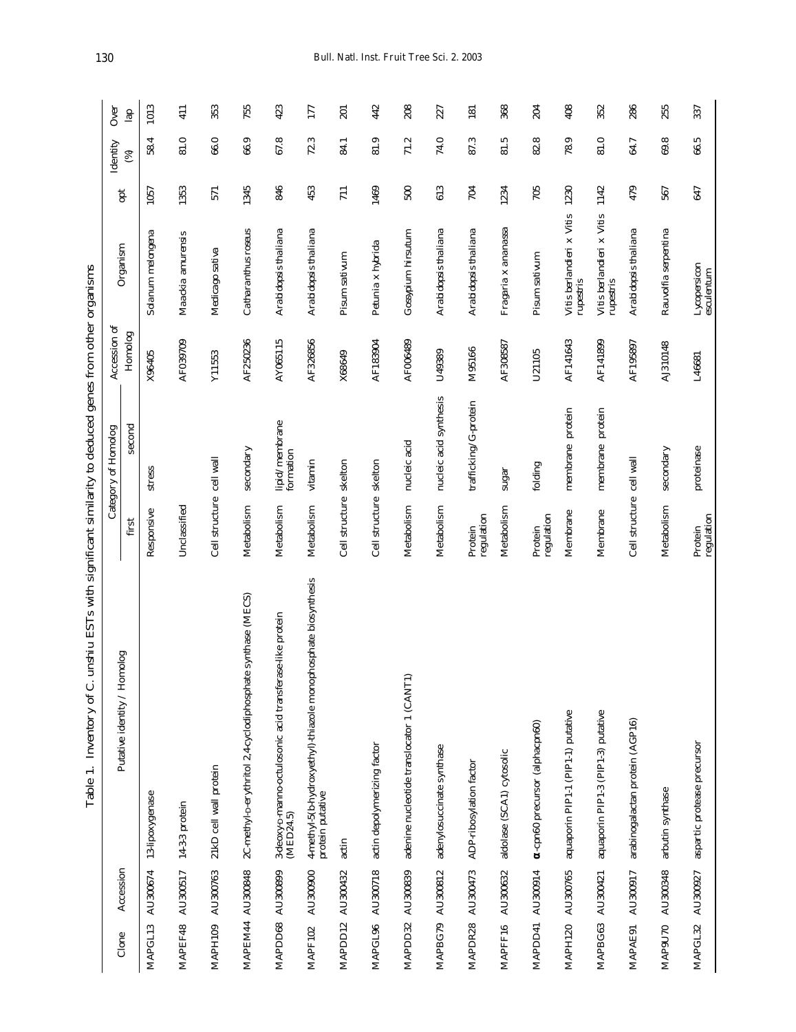Table 1. Inventory of *C. unshiu* ESTs with significant similarity to deduced genes from other organisms

| Clone | Accession | Putative identity / Homolog | Category of Homolog | | Accession of Homolog | Organism | opt | Identity (%) | Over lap |
|---|---|---|---|---|---|---|---|---|---|
| | | | first | second | | | | | |
| MAPGL13 | AU300674 | 13-lipoxygenase | Responsive | stress | X96405 | *Solanum melongena* | 1057 | 58.4 | 1013 |
| MAPEF48 | AU300517 | 14-3-3 protein | Unclassified | | AF039709 | *Maackia amurensis* | 1353 | 81.0 | 411 |
| MAPH109 | AU300763 | 21kD cell wall protein | Cell structure | cell wall | Y11553 | *Medicago sativa* | 571 | 66.0 | 353 |
| MAPEM44 | AU300848 | 2C-methyl-D-erythritol 2,4-cyclodiphosphate synthase (MECS) | Metabolism | secondary | AF250236 | *Catharanthus roseus* | 1345 | 66.9 | 755 |
| MAPDD68 | AU300899 | 3-deoxy-D-manno-octulosonic acid transferase-like protein (MED24.5) | Metabolism | lipid/membrane formation | AY065115 | *Arabidopsis thaliana* | 846 | 67.8 | 423 |
| MAPF102 | AU300900 | 4-methyl-5(b-hydroxyethyl)-thiazole monophosphate biosynthesis protein putative | Metabolism | vitamin | AF326856 | *Arabidopsis thaliana* | 453 | 72.3 | 177 |
| MAPDD12 | AU300432 | actin | Cell structure | skelton | X68649 | *Pisum sativum* | 711 | 84.1 | 201 |
| MAPGL96 | AU300718 | actin depolymerizing factor | Cell structure | skelton | AF183904 | *Petunia x hybrida* | 1469 | 81.9 | 442 |
| MAPDD32 | AU300839 | adenine nucleotide translocator 1 (CANT1) | Metabolism | nucleic acid | AF006489 | *Gossypium hirsutum* | 500 | 71.2 | 208 |
| MAPBG79 | AU300812 | adenylosuccinate synthase | Metabolism | nucleic acid synthesis | U49389 | *Arabidopsis thaliana* | 613 | 74.0 | 227 |
| MAPDR28 | AU300473 | ADP-ribosylation factor | Protein regulation | trafficking/G-protein | M95166 | *Arabidopsis thaliana* | 704 | 87.3 | 181 |
| MAPFF16 | AU300632 | aldolase (SCA1) cytosolic | Metabolism | sugar | AF308587 | *Fragaria x ananassa* | 1234 | 81.5 | 368 |
| MAPDD41 | AU300914 | α-cpn60 precursor (alphacpn60) | Protein regulation | folding | U21105 | *Pisum sativum* | 705 | 82.8 | 204 |
| MAPH120 | AU300765 | aquaporin PIP1-1 (PIP1-1) putative | Membrane | membrane protein | AF141643 | *Vitis berlandieri x Vitis rupestris* | 1230 | 78.9 | 408 |
| MAPBG63 | AU300421 | aquaporin PIP1-3 (PIP1-3) putative | Membrane | membrane protein | AF141899 | *Vitis berlandieri x Vitis rupestris* | 1142 | 81.0 | 352 |
| MAPAE91 | AU300917 | arabinogalactan protein (AGP16) | Cell structure | cell wall | AF195897 | *Arabidopsis thaliana* | 479 | 64.7 | 286 |
| MAP9U70 | AU300348 | arbutin synthase | Metabolism | secondary | AJ310148 | *Rauvolfia serpentina* | 567 | 69.8 | 255 |
| MAPGL32 | AU300927 | aspartic protease precursor | Protein regulation | proteinase | L46681 | *Lycopersicon esculentum* | 647 | 66.5 | 337 |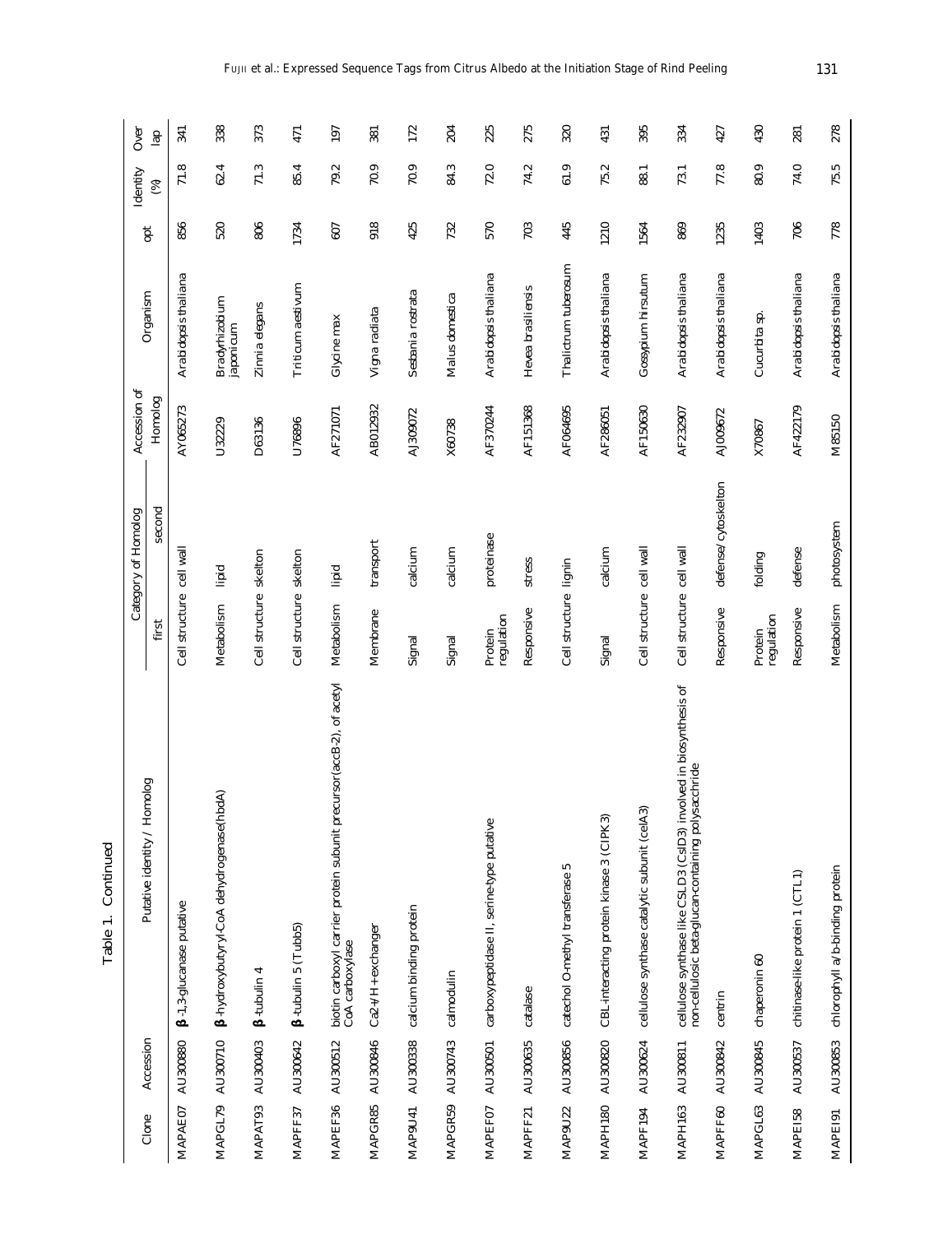Table 1. Continued

| Clone | Accession | Putative identity / Homolog | Category of Homolog | | Accession of Homolog | Organism | opt | Identity (%) | Over lap |
|---|---|---|---|---|---|---|---|---|---|
| | | | first | second | | | | | |
| MAPAE07 | AU300880 | β-1,3-glucanase putative | Cell structure | cell wall | AY065273 | *Arabidopsis thaliana* | 856 | 71.8 | 341 |
| MAPGL79 | AU300710 | β-hydroxybutyryl-CoA dehydrogenase(hbdA) | Metabolism | lipid | U32229 | *Bradyrhizobium japonicum* | 520 | 62.4 | 338 |
| MAPAT93 | AU300403 | β-tubulin 4 | Cell structure | skelton | D63136 | *Zinnia elegans* | 806 | 71.3 | 373 |
| MAPFF37 | AU300642 | β-tubulin 5 (Tubb5) | Cell structure | skelton | U76896 | *Triticum aestivum* | 1734 | 85.4 | 471 |
| MAPEF36 | AU300512 | biotin carboxyl carrier protein subunit precursor(accB-2), of acetyl CoA carboxylase | Metabolism | lipid | AF271071 | *Glycine max* | 607 | 79.2 | 197 |
| MAPGR85 | AU300846 | Ca2+/H+exchanger | Membrane | transport | AB012932 | *Vigna radiata* | 918 | 70.9 | 381 |
| MAP9U41 | AU300338 | calcium binding protein | Signal | calcium | AJ309072 | *Sesbania rostrata* | 425 | 70.9 | 172 |
| MAPGR59 | AU300743 | calmodulin | Signal | calcium | X60738 | *Malus domestica* | 732 | 84.3 | 204 |
| MAPEF07 | AU300501 | carboxypeptidase II, serine-type putative | Protein regulation | proteinase | AF370244 | *Arabidopsis thaliana* | 570 | 72.0 | 225 |
| MAPFF21 | AU300635 | catalase | Responsive | stress | AF151368 | *Hevea brasiliensis* | 703 | 74.2 | 275 |
| MAP9U22 | AU300856 | catechol O-methyl transferase 5 | Cell structure | lignin | AF064695 | *Thalictrum tuberosum* | 445 | 61.9 | 320 |
| MAPH180 | AU300820 | CBL-interacting protein kinase 3 (CIPK3) | Signal | calcium | AF286051 | *Arabidopsis thaliana* | 1210 | 75.2 | 431 |
| MAPF194 | AU300624 | cellulose synthase catalytic subunit (celA3) | Cell structure | cell wall | AF150630 | *Gossypium hirsutum* | 1564 | 88.1 | 395 |
| MAPH163 | AU300811 | cellulose synthase like CSLD3 (CslD3) involved in biosynthesis of non-cellulosic beta-glucan-containing polysacchride | Cell structure | cell wall | AF232907 | *Arabidopsis thaliana* | 869 | 73.1 | 334 |
| MAPFF60 | AU300842 | centrin | Responsive | defense/cytoskelton | AJ009672 | *Arabidopsis thaliana* | 1235 | 77.8 | 427 |
| MAPGL63 | AU300845 | chaperonin 60 | Protein regulation | folding | X70867 | *Cucurbita sp.* | 1403 | 80.9 | 430 |
| MAPEI58 | AU300537 | chitinase-like protein 1 (CTL1) | Responsive | defense | AF422179 | *Arabidopsis thaliana* | 706 | 74.0 | 281 |
| MAPEI91 | AU300853 | chlorophyll a/b-binding protein | Metabolism | photosystem | M85150 | *Arabidopsis thaliana* | 778 | 75.5 | 278 |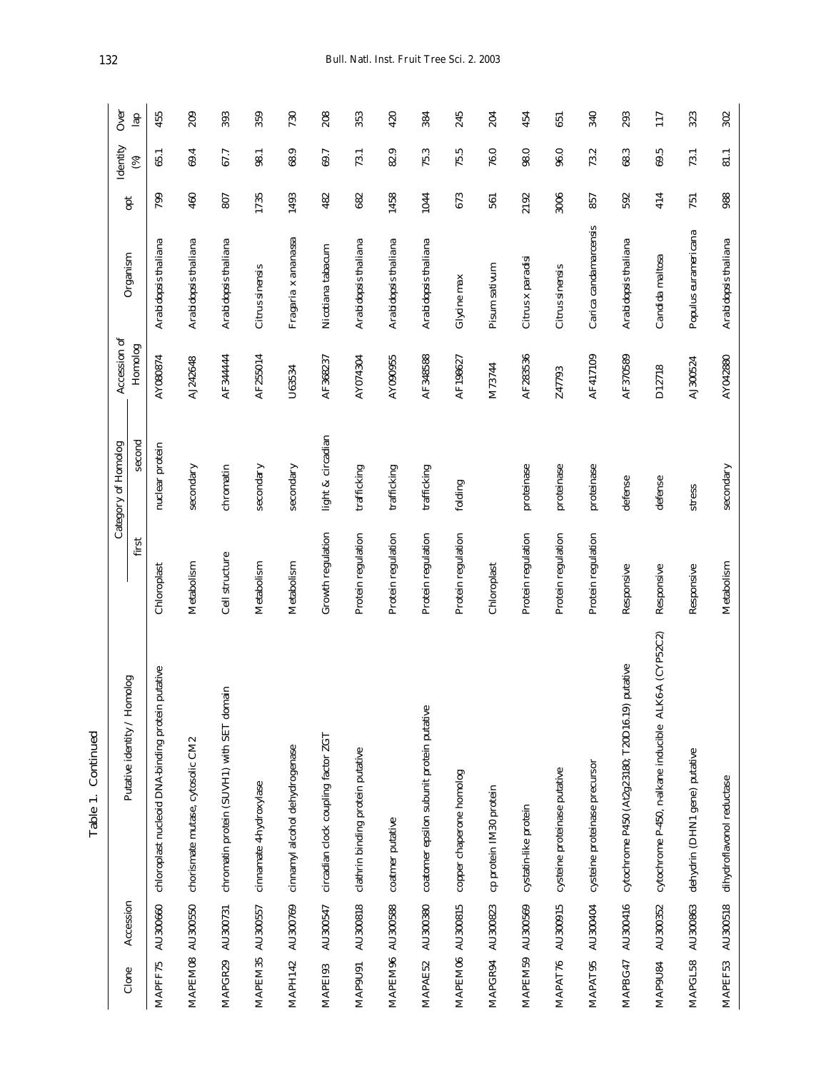Table 1. Continued

| Clone | Accession | Putative identity / Homolog | Category of Homolog | | Accession of Homolog | Organism | opt | Identity (%) | Over lap |
|---|---|---|---|---|---|---|---|---|---|
| | | | first | second | | | | | |
| MAPFF75 | AU300660 | chloroplast nucleoid DNA-binding protein putative | Chloroplast | nuclear protein | AY080874 | *Arabidopsis thaliana* | 799 | 65.1 | 455 |
| MAPEM08 | AU300550 | chorismate mutase, cytosolic CM2 | Metabolism | secondary | AJ242648 | *Arabidopsis thaliana* | 460 | 69.4 | 209 |
| MAPGR29 | AU300731 | chromatin protein (SUVH1) with SET domain | Cell structure | chromatin | AF344444 | *Arabidopsis thaliana* | 807 | 67.7 | 393 |
| MAPEM35 | AU300557 | cinnamate 4-hydroxylase | Metabolism | secondary | AF255014 | *Citrus sinensis* | 1735 | 98.1 | 359 |
| MAPH142 | AU300769 | cinnamyl alcohol dehydrogenase | Metabolism | secondary | U63534 | *Fragaria x ananassa* | 1493 | 68.9 | 730 |
| MAPEI93 | AU300547 | circadian clock coupling factor ZGT | Growth regulation | light & circadian | AF368237 | *Nicotiana tabacum* | 482 | 69.7 | 208 |
| MAPIU91 | AU300818 | clathrin binding protein putative | Protein regulation | trafficking | AY074304 | *Arabidopsis thaliana* | 682 | 73.1 | 353 |
| MAPEM96 | AU300588 | coatmer putative | Protein regulation | trafficking | AY090955 | *Arabidopsis thaliana* | 1458 | 82.9 | 420 |
| MAPAE52 | AU300380 | coatomer epsilon subunit protein putative | Protein regulation | trafficking | AF348588 | *Arabidopsis thaliana* | 1044 | 75.3 | 384 |
| MAPEM06 | AU300815 | copper chaperone homolog | Protein regulation | folding | AF198627 | *Glycine max* | 673 | 75.5 | 245 |
| MAPGR94 | AU300823 | cp protein IM30 protein | Chloroplast | | M73744 | *Pisum sativum* | 561 | 76.0 | 204 |
| MAPEM59 | AU300569 | cystatin-like protein | Protein regulation | proteinase | AF283536 | *Citrus x paradisi* | 2192 | 98.0 | 454 |
| MAPAT76 | AU300915 | cysteine proteinase putative | Protein regulation | proteinase | Z47793 | *Citrus sinensis* | 3006 | 96.0 | 651 |
| MAPAT95 | AU300404 | cysteine proteinase precursor | Protein regulation | proteinase | AF417109 | *Carica candamarcensis* | 857 | 73.2 | 340 |
| MAPBG47 | AU300416 | cytochrome P450 (At2g23180; T20D16.19) putative | Responsive | defense | AF370589 | *Arabidopsis thaliana* | 592 | 68.3 | 293 |
| MAPIU84 | AU300352 | cytochrome P-450, n-alkane inducible ALK6-A (CYP52C2) | Responsive | defense | D12718 | *Candida maltosa* | 414 | 69.5 | 117 |
| MAPGL58 | AU300863 | dehydrin (DHN1 gene) putative | Responsive | stress | AJ300524 | *Populus euramericana* | 751 | 73.1 | 323 |
| MAPEF53 | AU300518 | dihydroflavonol reductase | Metabolism | secondary | AY042880 | *Arabidopsis thaliana* | 988 | 81.1 | 302 |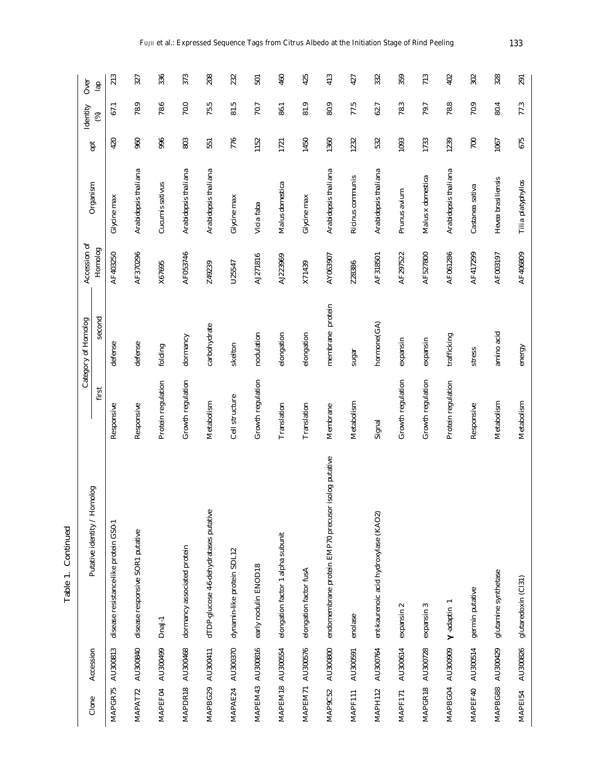Table 1. Continued

| Clone | Accession | Putative identity / Homolog | Category of Homolog first | second | Accession of Homolog | Organism | opt | Identity (%) | Over lap |
|---|---|---|---|---|---|---|---|---|---|
| MAPGR75 | AU300813 | disease resistance-like protein GS0-1 | Responsive | defense | AF403250 | *Glycine max* | 420 | 67.1 | 213 |
| MAPAT72 | AU300840 | disease responsive SOR1 putative | Responsive | defense | AF370296 | *Arabidopsis thaliana* | 960 | 78.9 | 327 |
| MAPEF04 | AU300499 | DnaJ-1 | Protein regulation | folding | X67695 | *Cucumis sativus* | 996 | 78.6 | 336 |
| MAPDR18 | AU300468 | dormancy associated protein | Growth regulation | dormancy | AF053746 | *Arabidopsis thaliana* | 803 | 70.0 | 373 |
| MAPBG29 | AU300411 | dTDP-glucose 4-6-dehydratases putative | Metabolism | carbohydrate | Z49239 | *Arabidopsis thaliana* | 551 | 75.5 | 208 |
| MAPAE24 | AU300370 | dynamin-like protein SDL12 | Cell structure | skelton | U25547 | *Glycine max* | 776 | 81.5 | 232 |
| MAPEM43 | AU300816 | early nodulin ENOD18 | Growth regulation | nodulation | AJ271816 | *Vicia faba* | 1152 | 70.7 | 501 |
| MAPEM18 | AU300554 | elongation factor 1 alpha subunit | Translation | elongation | AJ223969 | *Malus domestica* | 1721 | 86.1 | 460 |
| MAPEM71 | AU300576 | elongation factor fusA | Translation | elongation | X71439 | *Glycine max* | 1450 | 81.9 | 425 |
| MAP9C52 | AU300800 | endomembrane protein EMP70 precusor isolog putative | Membrane | membrane protein | AY063907 | *Arabidopsis thaliana* | 1360 | 80.9 | 413 |
| MAPF111 | AU300591 | enolase | Metabolism | sugar | Z28386 | *Ricinus communis* | 1232 | 77.5 | 427 |
| MAPH112 | AU300764 | ent-kaurenoic acid hydroxylase (KAO2) | Signal | hormone(GA) | AF318501 | *Arabidopsis thaliana* | 532 | 62.7 | 332 |
| MAPF171 | AU300614 | expansin 2 | Growth regulation | expansin | AF297522 | *Prunus avium* | 1093 | 78.3 | 359 |
| MAPGR18 | AU300728 | expansin 3 | Growth regulation | expansin | AF527800 | *Malus x domestica* | 1733 | 79.7 | 713 |
| MAPBG04 | AU300909 | γ-adaptin 1 | Protein regulation | trafficking | AF061286 | *Arabidopsis thaliana* | 1239 | 78.8 | 402 |
| MAPEF40 | AU300514 | germin putative | Responsive | stress | AF417299 | *Castanea sativa* | 700 | 70.9 | 302 |
| MAPBG88 | AU300429 | glutamine synthetase | Metabolism | amino acid | AF003197 | *Hevea brasiliensis* | 1067 | 80.4 | 328 |
| MAPEI54 | AU300826 | glutaredoxin (CI31) | Metabolism | energy | AF406809 | *Tilia platyphyllos* | 675 | 77.3 | 291 |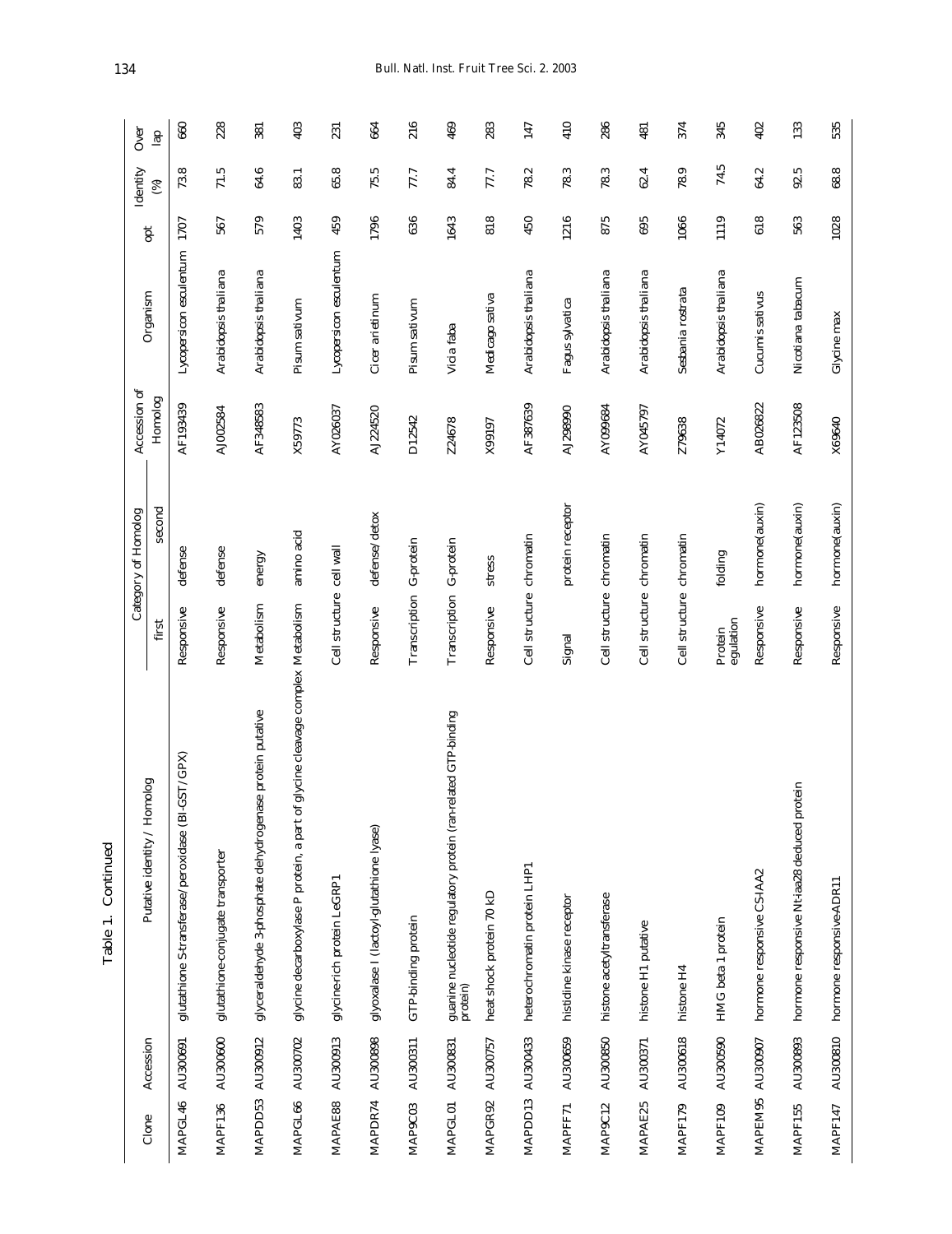Table 1. Continued

| Clone | Accession | Putative identity / Homolog | Category of Homolog | | Accession of Homolog | Organism | opt | Identity (%) | Over lap |
|---|---|---|---|---|---|---|---|---|---|
| | | | first | second | | | | | |
| MAPGL46 | AU300691 | glutathione S-transferase/peroxidase (Bl-GST/GPX) | Responsive | defense | AF193439 | Lycopersicon esculentum | 1707 | 73.8 | 660 |
| MAPF136 | AU300600 | glutathione-conjugate transporter | Responsive | defense | AJ002584 | Arabidopsis thaliana | 567 | 71.5 | 228 |
| MAPDD53 | AU300912 | glyceraldehyde 3-phosphate dehydrogenase protein putative | Metabolism | energy | AF348583 | Arabidopsis thaliana | 579 | 64.6 | 381 |
| MAPGL66 | AU300702 | glycine decarboxylase P protein, a part of glycine cleavage complex | Metabolism | amino acid | X59773 | Pisum sativum | 1403 | 83.1 | 403 |
| MAPAE88 | AU300913 | glycine-rich protein LeGRP1 | Cell structure | cell wall | AY026037 | Lycopersicon esculentum | 459 | 65.8 | 231 |
| MAPDR74 | AU300898 | glyoxalase I (lactoyl-glutathione lyase) | Responsive | defense/detox | AJ224520 | Cicer arietinum | 1796 | 75.5 | 664 |
| MAP9C03 | AU300311 | GTP-binding protein | Transcription | G-protein | D12542 | Pisum sativum | 636 | 77.7 | 216 |
| MAPGL01 | AU300831 | guanine nucleotide regulatory protein (ran-related GTP-binding protein) | Transcription | G-protein | Z24678 | Vicia faba | 1643 | 84.4 | 469 |
| MAPGR92 | AU300757 | heat shock protein 70 kD | Responsive | stress | X99197 | Medicago sativa | 818 | 77.7 | 283 |
| MAPDD13 | AU300433 | heterochromatin protein LHP1 | Cell structure | chromatin | AF387639 | Arabidopsis thaliana | 450 | 78.2 | 147 |
| MAPFF71 | AU300659 | histidine kinase receptor | Signal | protein receptor | AJ298990 | Fagus sylvatica | 1216 | 78.3 | 410 |
| MAP9C12 | AU300850 | histone acetyltransferase | Cell structure | chromatin | AY099684 | Arabidopsis thaliana | 875 | 78.3 | 286 |
| MAPAE25 | AU300371 | histone H1 putative | Cell structure | chromatin | AY045797 | Arabidopsis thaliana | 695 | 62.4 | 481 |
| MAPF179 | AU300618 | histone H4 | Cell structure | chromatin | Z79638 | Sesbania rostrata | 1066 | 78.9 | 374 |
| MAPF109 | AU300590 | HMG beta 1 protein | Protein egulation | folding | Y14072 | Arabidopsis thaliana | 1119 | 74.5 | 345 |
| MAPEM95 | AU300907 | hormone responsive CS-IAA2 | Responsive | hormone(auxin) | AB026822 | Cucumis sativus | 618 | 64.2 | 402 |
| MAPF155 | AU300893 | hormone responsive Nt-iaa28 deduced protein | Responsive | hormone(auxin) | AF123508 | Nicotiana tabacum | 563 | 92.5 | 133 |
| MAPF147 | AU300810 | hormone responsive-ADR11 | Responsive | hormone(auxin) | X69640 | Glycine max | 1028 | 68.8 | 535 |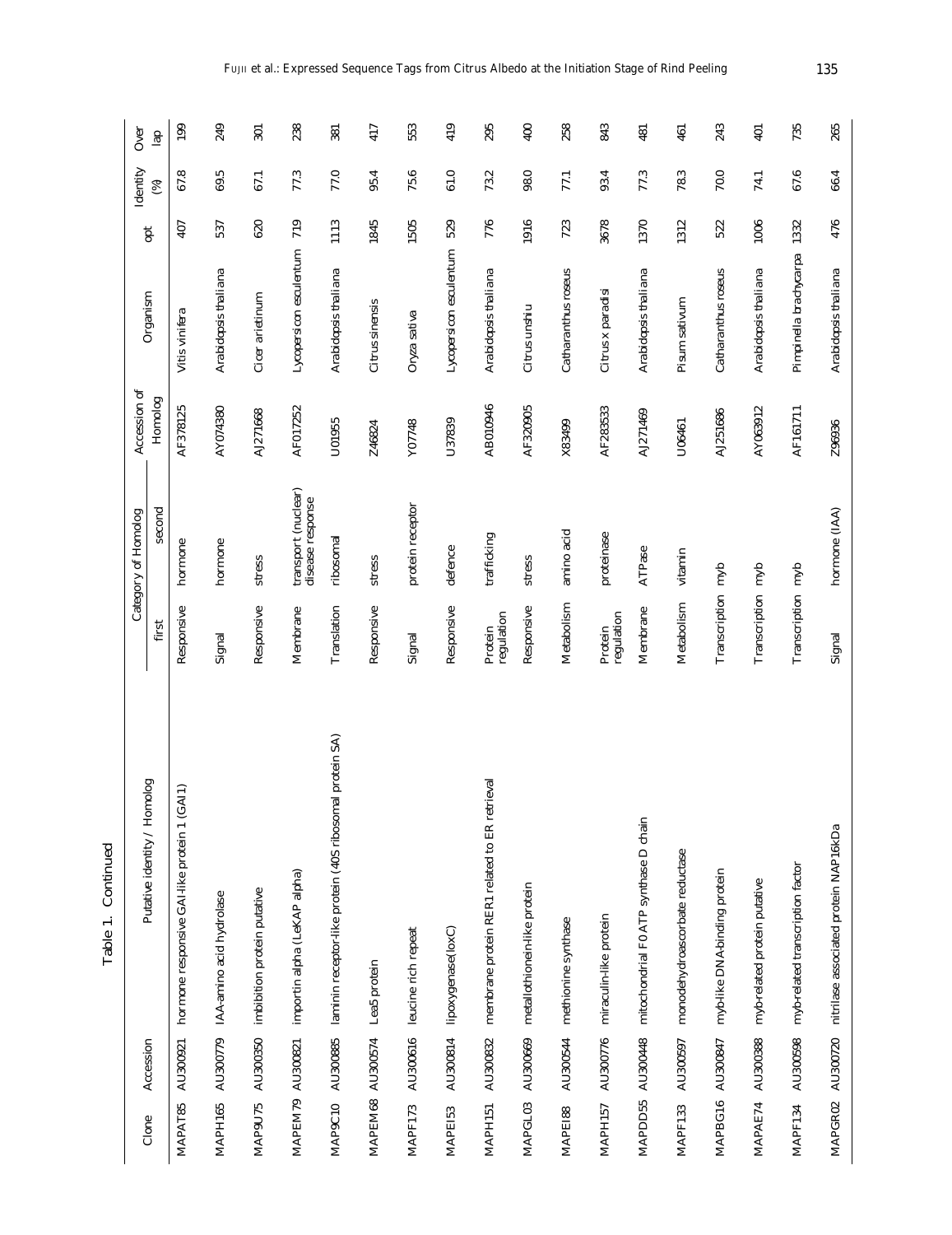Table 1. Continued

| Clone | Accession | Putative identity / Homolog | Category of Homolog | | Accession of Homolog | Organism | opt | Identity (%) | Over lap |
|---|---|---|---|---|---|---|---|---|---|
| | | | first | second | | | | | |
| MAPAT85 | AU300921 | hormone responsive GAI-like protein 1 (GAI1) | Responsive | hormone | AF378125 | *Vitis vinifera* | 407 | 67.8 | 199 |
| MAPH165 | AU300779 | IAA-amino acid hydrolase | Signal | hormone | AY074380 | *Arabidopsis thaliana* | 537 | 69.5 | 249 |
| MAP9U75 | AU300350 | imbibition protein putative | Responsive | stress | AJ271668 | *Cicer arietinum* | 620 | 67.1 | 301 |
| MAPEM79 | AU300821 | importin alpha (LeKAP alpha) | Membrane | transport (nuclear) disease response | AF017252 | *Lycopersicon esculentum* | 719 | 77.3 | 238 |
| MAP9C10 | AU300885 | laminin receptor-like protein (40S ribosomal protein SA) | Translation | ribosomal | U01955 | *Arabidopsis thaliana* | 1113 | 77.0 | 381 |
| MAPEM68 | AU300574 | Lea5 protein | Responsive | stress | Z46824 | *Citrus sinensis* | 1845 | 95.4 | 417 |
| MAPF173 | AU300616 | leucine rich repeat | Signal | protein receptor | Y07748 | *Oryza sativa* | 1505 | 75.6 | 553 |
| MAPEI53 | AU300814 | lipoxygenase(loxC) | Responsive | defence | U37839 | *Lycopersicon esculentum* | 529 | 61.0 | 419 |
| MAPH151 | AU300832 | membrane protein RER1 related to ER retrieval | Protein regulation | trafficking | AB010946 | *Arabidopsis thaliana* | 776 | 73.2 | 295 |
| MAPGL03 | AU300669 | metallothionein-like protein | Responsive | stress | AF320905 | *Citrus unshiu* | 1916 | 98.0 | 400 |
| MAPEI88 | AU300544 | methionine synthase | Metabolism | amino acid | X83499 | *Catharanthus roseus* | 723 | 77.1 | 258 |
| MAPH157 | AU300776 | miraculin-like protein | Protein regulation | proteinase | AF283533 | *Citrus x paradisi* | 3678 | 93.4 | 843 |
| MAPDD55 | AU300448 | mitochondrial F0 ATP synthase D chain | Membrane | ATPase | AJ271469 | *Arabidopsis thaliana* | 1370 | 77.3 | 481 |
| MAPF133 | AU300597 | monodehydroascorbate reductase | Metabolism | vitamin | U06461 | *Pisum sativum* | 1312 | 78.3 | 461 |
| MAPBG16 | AU300847 | myb-like DNA-binding protein | Transcription | myb | AJ251686 | *Catharanthus roseus* | 522 | 70.0 | 243 |
| MAPAE74 | AU300388 | myb-related protein putative | Transcription | myb | AY063912 | *Arabidopsis thaliana* | 1006 | 74.1 | 401 |
| MAPF134 | AU300598 | myb-related transcription factor | Transcription | myb | AF161711 | *Pimpinella brachycarpa* | 1332 | 67.6 | 735 |
| MAPGR02 | AU300720 | nitrilase associated protein NAP16kDa | Signal | hormone (IAA) | Z96936 | *Arabidopsis thaliana* | 476 | 66.4 | 265 |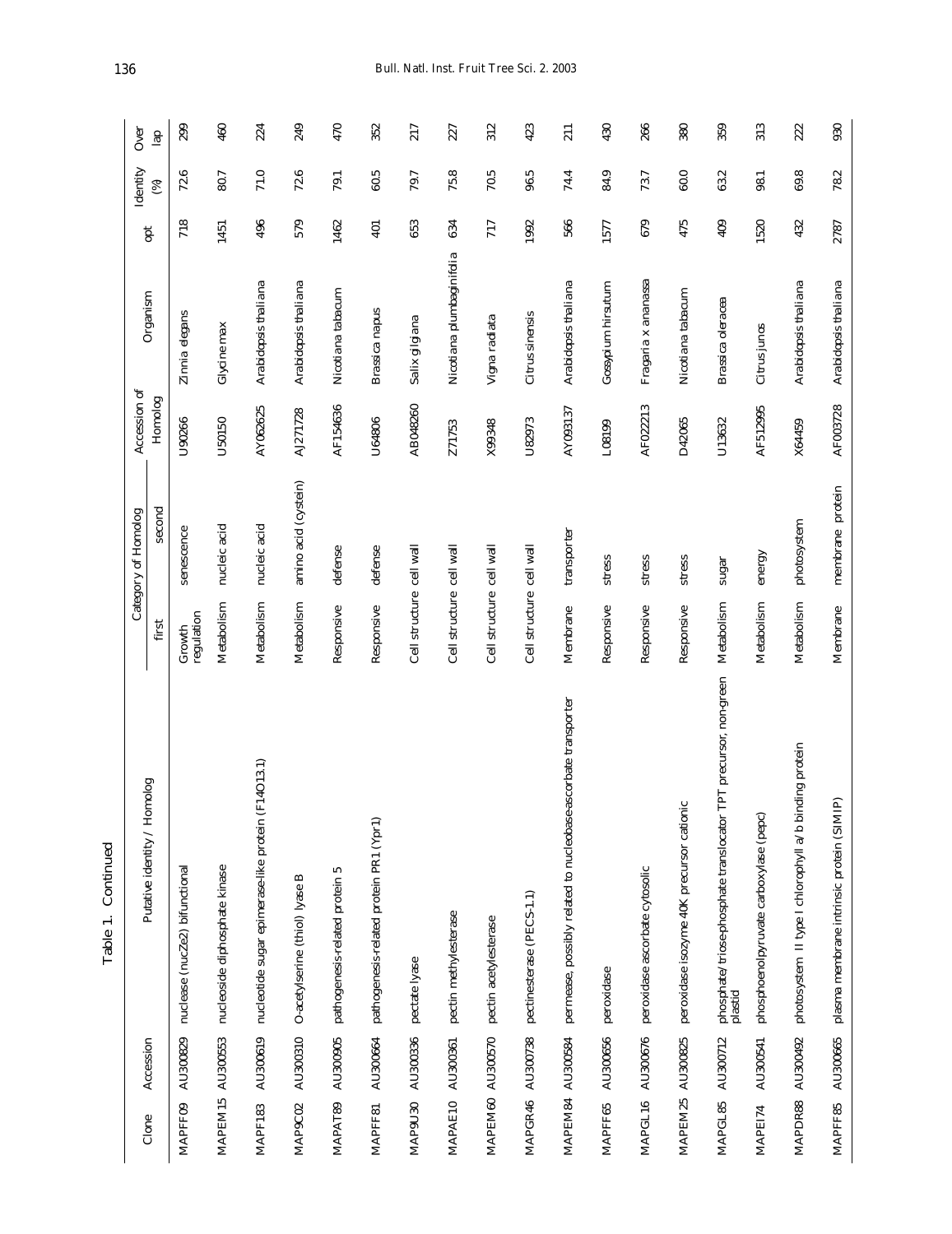Table 1. Continued

| Clone | Accession | Putative identity / Homolog | Category of Homolog | | Accession of Homolog | Organism | opt | Identity (%) | Over lap |
|---|---|---|---|---|---|---|---|---|---|
| | | | first | second | | | | | |
| MAPFF09 | AU300829 | nuclease (nucZe2) bifunctional | Growth regulation | senescence | U90266 | *Zinnia elegans* | 718 | 72.6 | 299 |
| MAPEM15 | AU300553 | nucleoside diphosphate kinase | Metabolism | nucleic acid | U50150 | *Glycine max* | 1451 | 80.7 | 460 |
| MAPF183 | AU300619 | nucleotide sugar epimerase-like protein (F14O13.1) | Metabolism | nucleic acid | AY062625 | *Arabidopsis thaliana* | 496 | 71.0 | 224 |
| MAP9C02 | AU300310 | O-acetylserine (thiol) lyase B | Metabolism | amino acid (cystein) | AJ271728 | *Arabidopsis thaliana* | 579 | 72.6 | 249 |
| MAPAT89 | AU300905 | pathogenesis-related protein 5 | Responsive | defense | AF154636 | *Nicotiana tabacum* | 1462 | 79.1 | 470 |
| MAPFF81 | AU300664 | pathogenesis-related protein PR1 (Ypr1) | Responsive | defense | U64806 | *Brassica napus* | 401 | 60.5 | 352 |
| MAP9U30 | AU300336 | pectate lyase | Cell structure | cell wall | AB048260 | *Salix gilgiana* | 653 | 79.7 | 217 |
| MAPAE10 | AU300361 | pectin methylesterase | Cell structure | cell wall | Z71753 | *Nicotiana plumbaginifolia* | 634 | 75.8 | 227 |
| MAPEM60 | AU300570 | pectin acetylesterase | Cell structure | cell wall | X99348 | *Vigna radiata* | 717 | 70.5 | 312 |
| MAPGR46 | AU300738 | pectinesterase (PECS-1.1) | Cell structure | cell wall | U82973 | *Citrus sinensis* | 1992 | 96.5 | 423 |
| MAPEM84 | AU300584 | permease, possibly related to nucleobase-ascorbate transporter | Membrane | transporter | AY093137 | *Arabidopsis thaliana* | 566 | 74.4 | 211 |
| MAPFF65 | AU300656 | peroxidase | Responsive | stress | L08199 | *Gossypium hirsutum* | 1577 | 84.9 | 430 |
| MAPGL16 | AU300676 | peroxidase ascorbate cytosolic | Responsive | stress | AF022213 | *Fragaria x ananassa* | 679 | 73.7 | 266 |
| MAPEM25 | AU300825 | peroxidase isozyme 40K precursor cationic | Responsive | stress | D42065 | *Nicotiana tabacum* | 475 | 60.0 | 380 |
| MAPGL85 | AU300712 | phosphate/triose-phosphate translocator TPT precursor, non-green plastid | Metabolism | sugar | U13632 | *Brassica oleracea* | 409 | 63.2 | 359 |
| MAPEI74 | AU300541 | phosphoenolpyruvate carboxylase (pepc) | Metabolism | energy | AF512995 | *Citrus junos* | 1520 | 98.1 | 313 |
| MAPDR88 | AU300492 | photosystem II type I chlorophyll a/b binding protein | Metabolism | photosystem | X64459 | *Arabidopsis thaliana* | 432 | 69.8 | 222 |
| MAPFF85 | AU300665 | plasma membrane intrinsic protein (SIMIP) | Membrane | membrane protein | AF003728 | *Arabidopsis thaliana* | 2787 | 78.2 | 930 |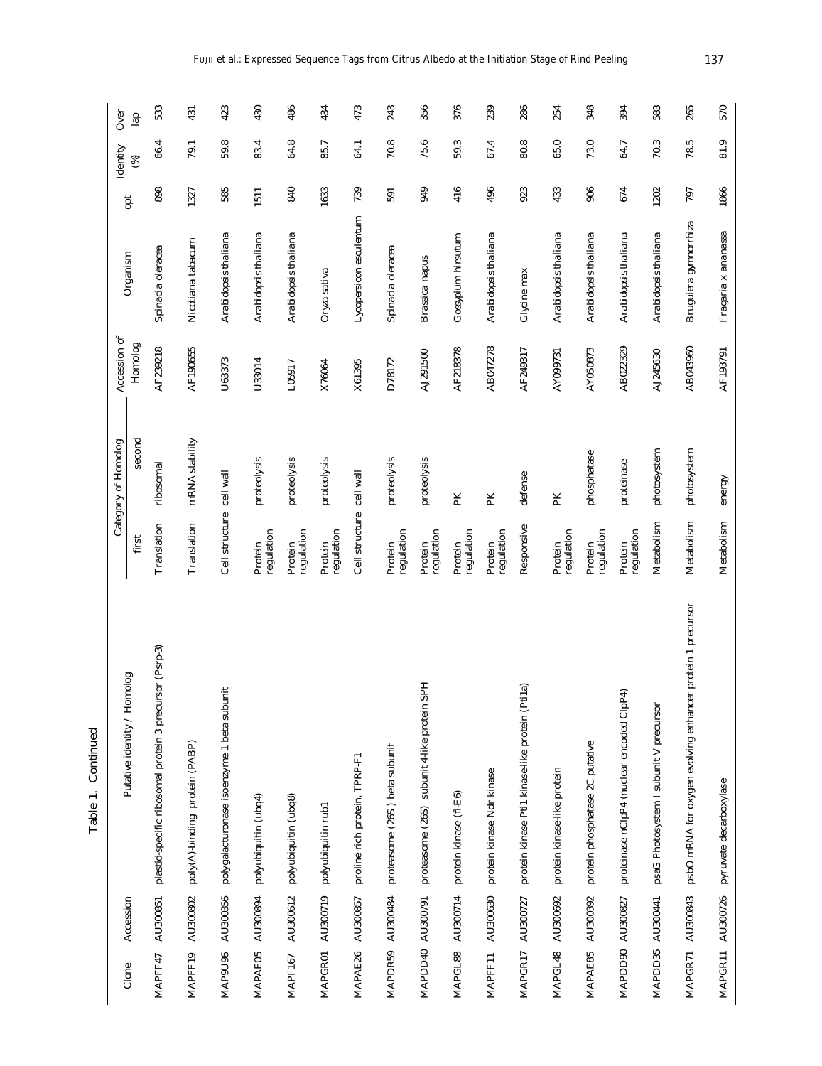Table 1. Continued

| Clone | Accession | Putative identity / Homolog | Category of Homolog | | Accession of Homolog | Organism | opt | Identity (%) | Over lap |
|---|---|---|---|---|---|---|---|---|---|
| | | | first | second | | | | | |
| MAPFF47 | AU300851 | plastid-specific ribosomal protein 3 precursor (Psrp-3) | Translation | ribosomal | AF239218 | *Spinacia oleracea* | 898 | 66.4 | 533 |
| MAPFF19 | AU300802 | poly(A)-binding protein (PABP) | Translation | mRNA stability | AF190655 | *Nicotiana tabacum* | 1327 | 79.1 | 431 |
| MAP9U96 | AU300356 | polygalacturonase isoenzyme 1 beta subunit | Cell structure | cell wall | U63373 | *Arabidopsis thaliana* | 585 | 59.8 | 423 |
| MAPAE05 | AU300894 | polyubiquitin (ubq4) | Protein regulation | proteolysis | U33014 | *Arabidopsis thaliana* | 1511 | 83.4 | 430 |
| MAPF167 | AU300612 | polyubiquitin (ubq8) | Protein regulation | proteolysis | L05917 | *Arabidopsis thaliana* | 840 | 64.8 | 486 |
| MAPGR01 | AU300719 | polyubiquitin rub1 | Protein regulation | proteolysis | X76064 | *Oryza sativa* | 1633 | 85.7 | 434 |
| MAPAE26 | AU300857 | proline rich protein, TPRP-F1 | Cell structure | cell wall | X61395 | *Lycopersicon esculentum* | 739 | 64.1 | 473 |
| MAPDR59 | AU300484 | proteasome (26S) beta subunit | Protein regulation | proteolysis | D78172 | *Spinacia oleracea* | 591 | 70.8 | 243 |
| MAPDD40 | AU300791 | proteasome (26S) subunit 4-like protein SPH | Protein regulation | proteolysis | AJ291500 | *Brassica napus* | 949 | 75.6 | 356 |
| MAPGL88 | AU300714 | protein kinase (fl-E6) | Protein regulation | PK | AF218378 | *Gossypium hirsutum* | 416 | 59.3 | 376 |
| MAPFF11 | AU300630 | protein kinase Ndr kinase | Protein regulation | PK | AB047278 | *Arabidopsis thaliana* | 496 | 67.4 | 239 |
| MAPGR17 | AU300727 | protein kinase Pti1 kinase-like protein (Pti1a) | Responsive | defense | AF249317 | *Glycine max* | 923 | 80.8 | 286 |
| MAPGL48 | AU300692 | protein kinase-like protein | Protein regulation | PK | AY099731 | *Arabidopsis thaliana* | 433 | 65.0 | 254 |
| MAPAE85 | AU300392 | protein phosphatase 2C putative | Protein regulation | phosphatase | AY050873 | *Arabidopsis thaliana* | 906 | 73.0 | 348 |
| MAPDD90 | AU300827 | proteinase nClpP4 (nuclear encoded ClpP4) | Protein regulation | proteinase | AB022329 | *Arabidopsis thaliana* | 674 | 64.7 | 394 |
| MAPDD35 | AU300441 | psaG Photosystem I subunit V precursor | Metabolism | photosystem | AJ245630 | *Arabidopsis thaliana* | 1202 | 70.3 | 583 |
| MAPGR71 | AU300843 | psbO mRNA for oxygen evolving enhancer protein 1 precursor | Metabolism | photosystem | AB043960 | *Bruguiera gymnorrhiza* | 797 | 78.5 | 265 |
| MAPGR11 | AU300726 | pyruvate decarboxylase | Metabolism | energy | AF193791 | *Fragaria x ananassa* | 1866 | 81.9 | 570 |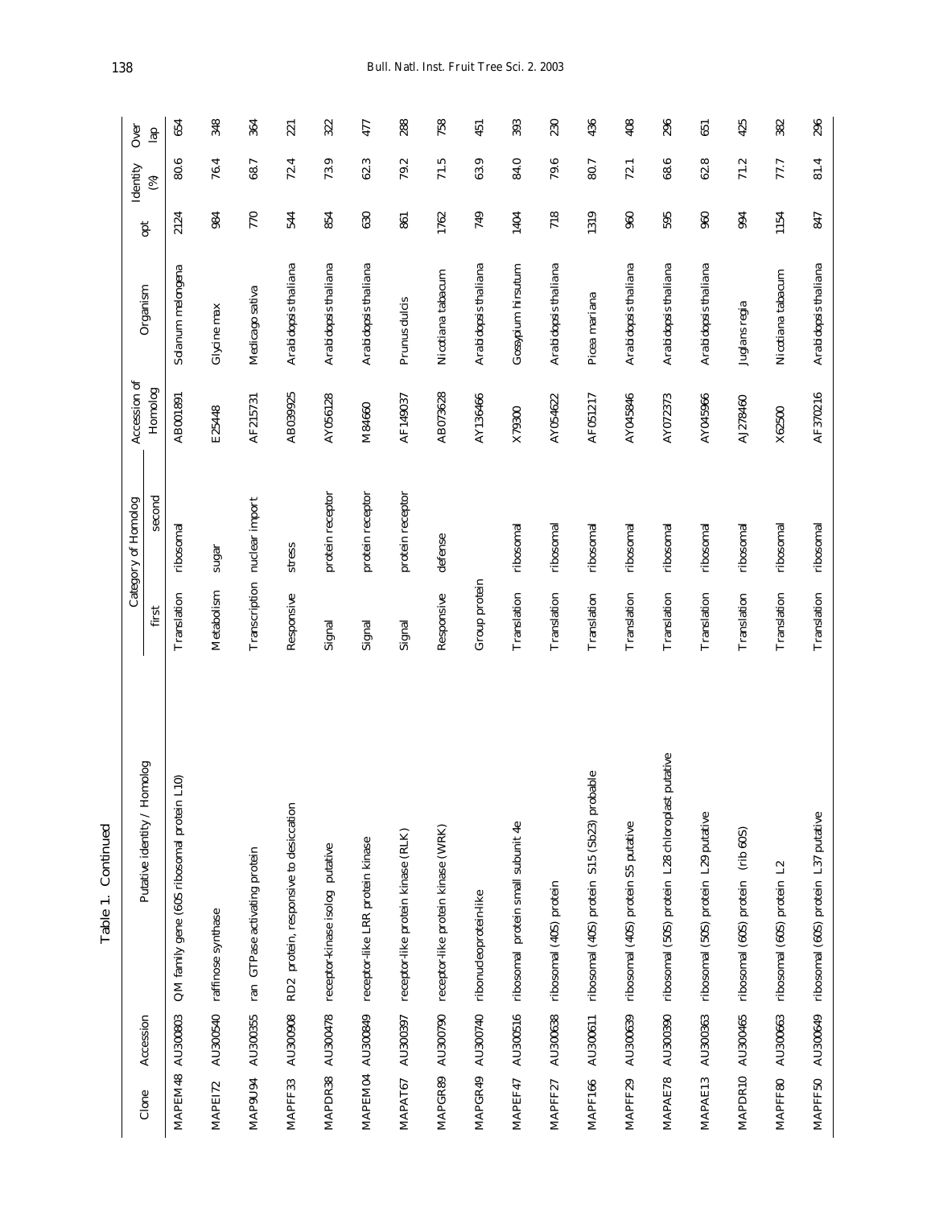Table 1. Continued

| Clone | Accession | Putative identity / Homolog | Category of Homolog | | Accession of Homolog | Organism | opt | Identity (%) | Overlap |
|---|---|---|---|---|---|---|---|---|---|
| | | | first | second | | | | | |
| MAPEM48 | AU300803 | QM family gene (60S ribosomal protein L10) | Translation | ribosomal | AB001891 | Solanum melongena | 2124 | 80.6 | 654 |
| MAPEI72 | AU300540 | raffinose synthase | Metabolism | sugar | E25448 | Glycine max | 984 | 76.4 | 348 |
| MAP9U94 | AU300355 | ran GTPase activating protein | Transcription | nuclear import | AF215731 | Medicago sativa | 770 | 68.7 | 364 |
| MAPFF33 | AU300908 | RD2 protein, responsive to desiccation | Responsive | stress | AB039925 | Arabidopsis thaliana | 544 | 72.4 | 221 |
| MAPDR38 | AU300478 | receptor-kinase isolog putative | Signal | protein receptor | AY056128 | Arabidopsis thaliana | 854 | 73.9 | 322 |
| MAPEM04 | AU300849 | receptor-like LRR protein kinase | Signal | protein receptor | M84660 | Arabidopsis thaliana | 630 | 62.3 | 477 |
| MAPAT67 | AU300397 | receptor-like protein kinase (RLK) | Signal | protein receptor | AF149037 | Prunus dulcis | 861 | 79.2 | 288 |
| MAPGR89 | AU300790 | receptor-like protein kinase (WRK) | Responsive | defense | AB073628 | Nicotiana tabacum | 1762 | 71.5 | 758 |
| MAPGR49 | AU300740 | ribonucleoprotein-like | Group protein | | AY136466 | Arabidopsis thaliana | 749 | 63.9 | 451 |
| MAPEF47 | AU300516 | ribosomal protein small subunit 4e | Translation | ribosomal | X79300 | Gossypium hirsutum | 1404 | 84.0 | 393 |
| MAPFF27 | AU300638 | ribosomal (40S) protein | Translation | ribosomal | AY054622 | Arabidopsis thaliana | 718 | 79.6 | 230 |
| MAPF166 | AU300611 | ribosomal (40S) protein S15 (Sb23) probable | Translation | ribosomal | AF051217 | Picea mariana | 1319 | 80.7 | 436 |
| MAPFF29 | AU300639 | ribosomal (40S) protein S5 putative | Translation | ribosomal | AY045846 | Arabidopsis thaliana | 960 | 72.1 | 408 |
| MAPAE78 | AU300390 | ribosomal (50S) protein L28 chloroplast putative | Translation | ribosomal | AY072373 | Arabidopsis thaliana | 595 | 68.6 | 296 |
| MAPAE13 | AU300363 | ribosomal (50S) protein L29 putative | Translation | ribosomal | AY045966 | Arabidopsis thaliana | 960 | 62.8 | 651 |
| MAPDR10 | AU300465 | ribosomal (60S) protein (rib 60S) | Translation | ribosomal | AJ278460 | Juglans regia | 994 | 71.2 | 425 |
| MAPFF80 | AU300663 | ribosomal (60S) protein L2 | Translation | ribosomal | X62500 | Nicotiana tabacum | 1154 | 77.7 | 382 |
| MAPFF50 | AU300649 | ribosomal (60S) protein L37 putative | Translation | ribosomal | AF370216 | Arabidopsis thaliana | 847 | 81.4 | 296 |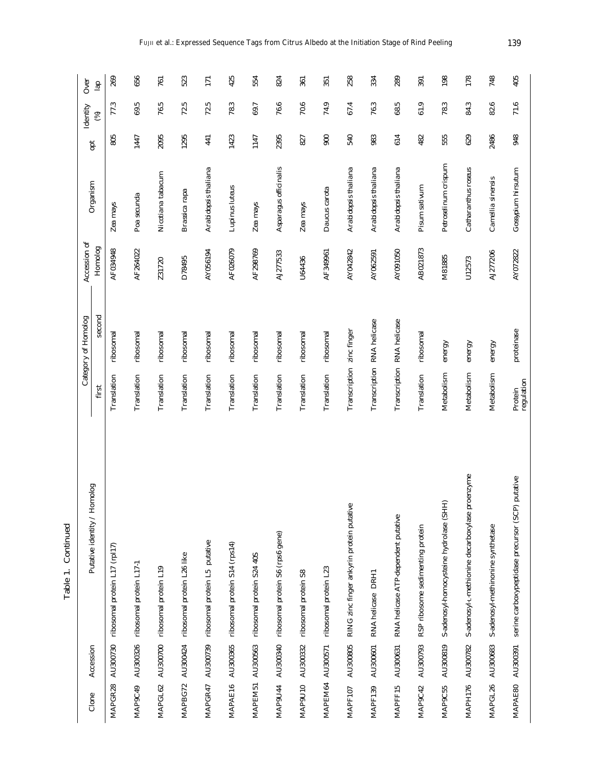Table 1. Continued

| Clone | Accession | Putative identity / Homolog | Category of Homolog | | Accession of Homolog | Organism | opt | Identity (%) | Over lap |
|---|---|---|---|---|---|---|---|---|---|
| | | | first | second | | | | | |
| MAPGR28 | AU300730 | ribosomal protein L17 (rpl17) | Translation | ribosomal | AF034948 | Zea mays | 805 | 77.3 | 269 |
| MAP9C49 | AU300326 | ribosomal protein L17-1 | Translation | ribosomal | AF264022 | Poa secunda | 1447 | 69.5 | 656 |
| MAPGL62 | AU300700 | ribosomal protein L19 | Translation | ribosomal | Z31720 | Nicotiana tabacum | 2095 | 76.5 | 761 |
| MAPBG72 | AU300424 | ribosomal protein L26 like | Translation | ribosomal | D78495 | Brassica rapa | 1295 | 72.5 | 523 |
| MAPGR47 | AU300739 | ribosomal protein L5 putative | Translation | ribosomal | AY056194 | Arabidopsis thaliana | 441 | 72.5 | 171 |
| MAPAE16 | AU300365 | ribosomal protein S14 (rps14) | Translation | ribosomal | AF026079 | Lupinus luteus | 1423 | 78.3 | 425 |
| MAPEM51 | AU300563 | ribosomal protein S24 40S | Translation | ribosomal | AF298769 | Zea mays | 1147 | 69.7 | 554 |
| MAP9U44 | AU300340 | ribosomal protein S6 (rps6 gene) | Translation | ribosomal | AJ277533 | Asparagus officinalis | 2395 | 76.6 | 824 |
| MAP9U10 | AU300332 | ribosomal protein S8 | Translation | ribosomal | U64436 | Zea mays | 827 | 70.6 | 361 |
| MAPEM64 | AU300571 | ribosomal protein L23 | Translation | ribosomal | AF349961 | Daucus carota | 900 | 74.9 | 351 |
| MAPF107 | AU300805 | RING zinc finger ankyrin protein putative | Transcription | zinc finger | AY042842 | Arabidopsis thaliana | 540 | 67.4 | 258 |
| MAPF139 | AU300601 | RNA helicase DRH1 | Transcription | RNA helicase | AY062591 | Arabidopsis thaliana | 983 | 76.3 | 334 |
| MAPFF15 | AU300631 | RNA helicase ATP-dependent putative | Transcription | RNA helicase | AY091050 | Arabidopsis thaliana | 614 | 68.5 | 289 |
| MAP9C42 | AU300793 | RSP ribosome sedimenting protein | Translation | ribosomal | AB021873 | Pisum sativum | 482 | 61.9 | 391 |
| MAP9C55 | AU300819 | S-adenosyl-homocysteine hydrolase (SHH) | Metabolism | energy | M81885 | Petroselinum crispum | 555 | 78.3 | 198 |
| MAPH176 | AU300782 | S-adenosyl-L-methionine decarboxylase proenzyme | Metabolism | energy | U12573 | Catharanthus roseus | 629 | 84.3 | 178 |
| MAPGL26 | AU300683 | S-adenosyl-methinonine synthetase | Metabolism | energy | AJ277206 | Camellia sinensis | 2486 | 82.6 | 748 |
| MAPAE80 | AU300391 | serine carboxypeptidase precursor (SCP) putative | Protein regulation | proteinase | AY072822 | Gossypium hirsutum | 948 | 71.6 | 405 |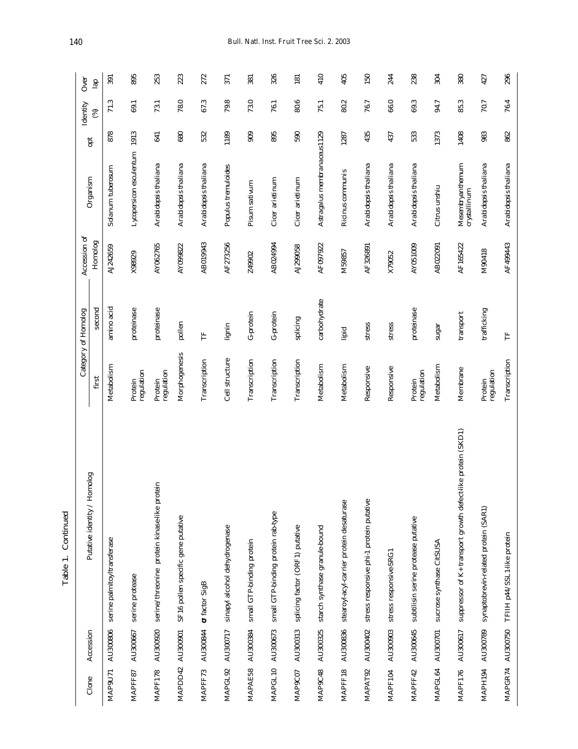Table 1. Continued

| Clone | Accession | Putative identity / Homolog | Category of Homolog | | Accession of Homolog | Organism | opt | Identity (%) | Over lap |
|---|---|---|---|---|---|---|---|---|---|
| | | | first | second | | | | | |
| MAP9U71 | AU300806 | serine palmitoyltransferase | Metabolism | amino acid | AJ242659 | Solanum tuberosum | 878 | 71.3 | 391 |
| MAPFF87 | AU300667 | serine protease | Protein regulation | proteinase | X98929 | Lycopersicon esculentum | 1913 | 69.1 | 895 |
| MAPFF178 | AU300920 | serine/threonine protein kinase-like protein | Protein regulation | proteinase | AY062765 | Arabidopsis thaliana | 641 | 73.1 | 253 |
| MAPDD42 | AU300901 | SF16 pollen specific gene putative | Morphogenesis | pollen | AY099822 | Arabidopsis thaliana | 680 | 78.0 | 223 |
| MAPFF73 | AU300844 | σ factor SigB | Transcription | TF | AB019943 | Arabidopsis thaliana | 532 | 67.3 | 272 |
| MAPGL92 | AU300717 | sinapyl alcohol dehydrogenase | Cell structure | lignin | AF273256 | Populus tremuloides | 1189 | 79.8 | 371 |
| MAPAE58 | AU300384 | small GTP-binding protein | Transcription | G-protein | Z49902 | Pisum sativum | 909 | 73.0 | 381 |
| MAPGL10 | AU300673 | small GTP-binding protein rab-type | Transcription | G-protein | AB024994 | Cicer arietinum | 895 | 76.1 | 326 |
| MAP9C07 | AU300313 | splicing factor (ORF1) putative | Transcription | splicing | AJ299058 | Cicer arietinum | 590 | 80.6 | 181 |
| MAP9C48 | AU300325 | starch synthase granule-bound | Metabolism | carbohydrate | AF097922 | Astragalus membranaceus | 1129 | 75.1 | 410 |
| MAPFF18 | AU300836 | stearoyl-acyl-carrier protein desaturase | Metabolism | lipid | M59857 | Ricinus communis | 1287 | 80.2 | 405 |
| MAPAT92 | AU300402 | stress responsive phi-1 protein putative | Responsive | stress | AF326891 | Arabidopsis thaliana | 435 | 76.7 | 150 |
| MAPFF104 | AU300903 | stress responsive-SRG1 | Responsive | stress | X79052 | Arabidopsis thaliana | 437 | 66.0 | 244 |
| MAPFF42 | AU300645 | subtilisin serine protease putative | Protein regulation | proteinase | AY051009 | Arabidopsis thaliana | 533 | 69.3 | 238 |
| MAPGL64 | AU300701 | sucrose synthase CitSUSA | Metabolism | sugar | AB022091 | Citrus unshiu | 1373 | 94.7 | 304 |
| MAPFF176 | AU300617 | suppressor of K+transport growth defect-like protein (SKD1) | Membrane | transport | AF165422 | Mesembryanthemum crystallinum | 1408 | 85.3 | 380 |
| MAPH194 | AU300789 | synaptobrevin-related protein (SAR1) | Protein regulation | trafficking | M90418 | Arabidopsis thaliana | 983 | 70.7 | 427 |
| MAPGR74 | AU300750 | TFIIH p44/SSL1-like protein | Transcription | TF | AF499443 | Arabidopsis thaliana | 862 | 76.4 | 296 |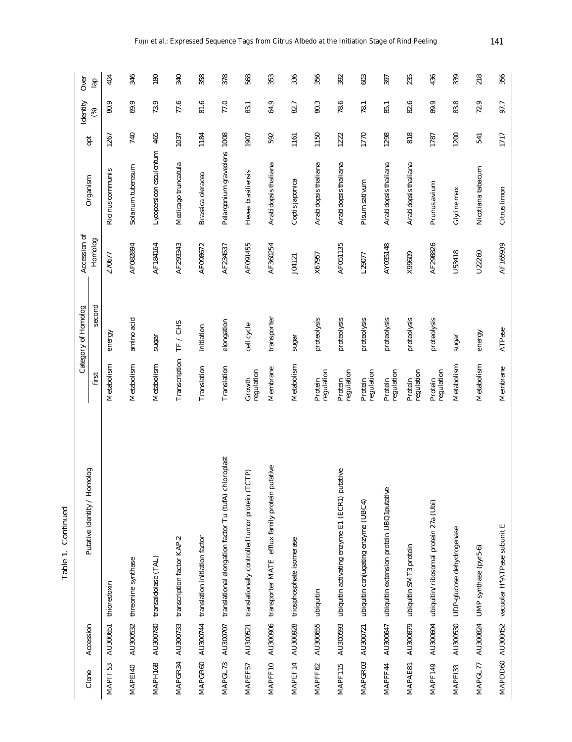Table 1. Continued

| Clone | Accession | Putative identity / Homolog | Category of Homolog | | Accession of Homolog | Organism | opt | Identity (%) | Over lap |
|---|---|---|---|---|---|---|---|---|---|
| | | | first | second | | | | | |
| MAPFF53 | AU300651 | thioredoxin | Metabolism | energy | Z70677 | Ricinus communis | 1267 | 80.9 | 404 |
| MAPEI40 | AU300532 | threonine synthase | Metabolism | amino acid | AF082894 | Solanum tuberosum | 740 | 69.9 | 346 |
| MAPH168 | AU300780 | transaldolase (TAL) | Metabolism | sugar | AF184164 | Lycopersicon esculentum | 465 | 73.9 | 180 |
| MAPGR34 | AU300733 | transcription factor KAP-2 | Transcription | TF / CHS | AF293343 | Medicago truncatula | 1037 | 77.6 | 340 |
| MAPGR60 | AU300744 | translation initiation factor | Translation | initiation | AF098672 | Brassica oleracea | 1184 | 81.6 | 358 |
| MAPGL73 | AU300707 | translational elongation factor Tu (tufA) chloroplast | Translation | elongation | AF234537 | Pelargonium graveolens | 1008 | 77.0 | 378 |
| MAPEF57 | AU300521 | translationally controlled tumor protein (TCTP) | Growth regulation | cell cycle | AF091455 | Hevea brasiliensis | 1907 | 83.1 | 568 |
| MAPFF10 | AU300906 | transporter MATE efflux family protein putative | Membrane | transporter | AF360254 | Arabidopsis thaliana | 592 | 64.9 | 353 |
| MAPEF14 | AU300928 | triosphosphate isomerase | Metabolism | sugar | J04121 | Coptis japonica | 1161 | 82.7 | 336 |
| MAPFF62 | AU300655 | ubiquitin | Protein regulation | proteolysis | X67957 | Arabidopsis thaliana | 1150 | 80.3 | 356 |
| MAPFF115 | AU300593 | ubiquitin activating enzyme E1 (ECR1) putative | Protein regulation | proteolysis | AF051135 | Arabidopsis thaliana | 1222 | 78.6 | 392 |
| MAPGR03 | AU300721 | ubiquitin conjugating enzyme (UBC4) | Protein regulation | proteolysis | L29077 | Pisum sativum | 1770 | 78.1 | 603 |
| MAPFF44 | AU300647 | ubiquitin extension protein UBQ1putative | Protein regulation | proteolysis | AY035148 | Arabidopsis thaliana | 1298 | 85.1 | 397 |
| MAPAE81 | AU300879 | ubiquitin SMT3 protein | Protein regulation | proteolysis | X99609 | Arabidopsis thaliana | 818 | 82.6 | 235 |
| MAPFF149 | AU300604 | ubiquitin/ribosomal protein 27a (Ubi) | Protein regulation | proteolysis | AF298826 | Prunus avium | 1787 | 89.9 | 436 |
| MAPEI33 | AU300530 | UDP-glucose dehydrogenase | Metabolism | sugar | U53418 | Glycine max | 1200 | 83.8 | 339 |
| MAPGL77 | AU300824 | UMP synthase (pyr5-6) | Metabolism | energy | U22260 | Nicotiana tabacum | 541 | 72.9 | 218 |
| MAPDD60 | AU300452 | vacuolar $H^+$-ATPase subunit E | Membrane | ATPase | AF165939 | Citrus limon | 1717 | 97.7 | 356 |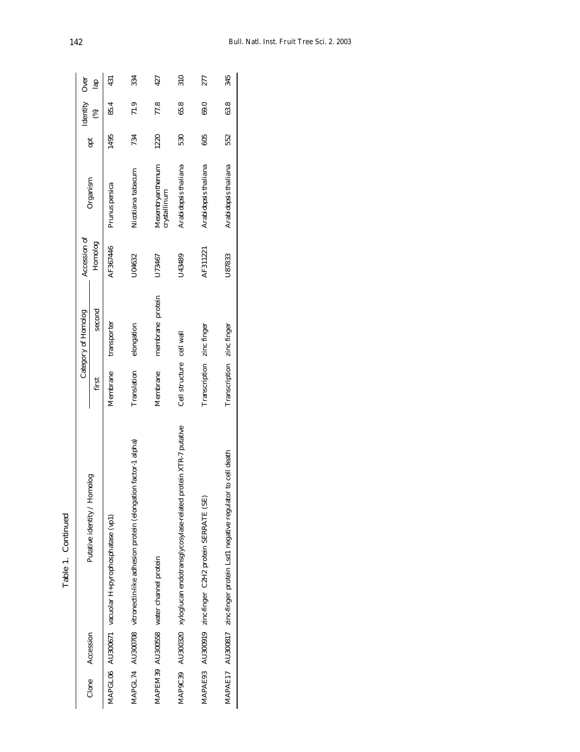Table 1. Continued

| Clone | Accession | Putative identity / Homolog | Category of Homolog | | Accession of Homolog | Organism | opt | Identity (%) | Overlap |
|---|---|---|---|---|---|---|---|---|---|
| | | | first | second | | | | | |
| MAPGL06 | AU300671 | vacuolar H+pyrophosphatase (vp1) | Membrane | transporter | AF367446 | *Prunus persica* | 1495 | 85.4 | 431 |
| MAPGL74 | AU300708 | vitronectin-like adhesion protein (elongation factor-1 alpha) | Translation | elongation | U04632 | *Nicotiana tabacum* | 734 | 71.9 | 334 |
| MAPEM39 | AU300558 | water channel protein | Membrane | membrane protein | U73467 | *Mesembryanthemum crystallinum* | 1220 | 77.8 | 427 |
| MAP9C39 | AU300320 | xyloglucan endotransglycosylase-related protein XTR-7 putative | Cell structure | cell wall | U43489 | *Arabidopsis thaliana* | 530 | 65.8 | 310 |
| MAPAE93 | AU300919 | zinc-finger C2H2 protein SERRATE (SE) | Transcription | zinc finger | AF311221 | *Arabidopsis thaliana* | 605 | 69.0 | 277 |
| MAPAE17 | AU300817 | zinc-finger protein Lsd1 negative regulator to cell death | Transcription | zinc finger | U87833 | *Arabidopsis thaliana* | 552 | 63.8 | 345 |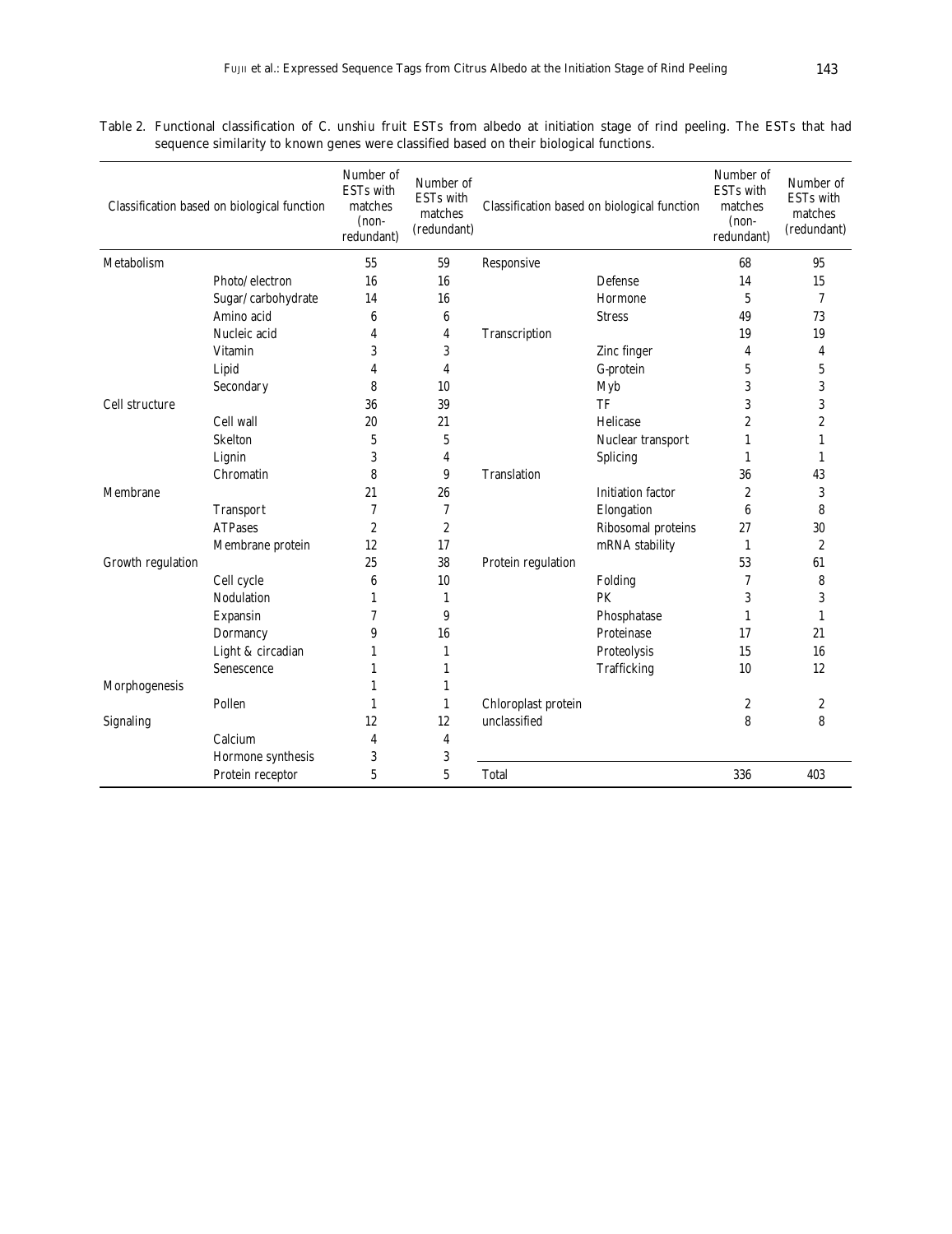Table 2. Functional classification of C. unshiu fruit ESTs from albedo at initiation stage of rind peeling. The ESTs that had sequence similarity to known genes were classified based on their biological functions.

| Classification based on biological function | | Number of ESTs with matches (non-redundant) | Number of ESTs with matches (redundant) | Classification based on biological function | | Number of ESTs with matches (non-redundant) | Number of ESTs with matches (redundant) |
|---|---|---|---|---|---|---|---|
| Metabolism | | 55 | 59 | Responsive | | 68 | 95 |
| | Photo/electron | 16 | 16 | | Defense | 14 | 15 |
| | Sugar/carbohydrate | 14 | 16 | | Hormone | 5 | 7 |
| | Amino acid | 6 | 6 | | Stress | 49 | 73 |
| | Nucleic acid | 4 | 4 | Transcription | | 19 | 19 |
| | Vitamin | 3 | 3 | | Zinc finger | 4 | 4 |
| | Lipid | 4 | 4 | | G-protein | 5 | 5 |
| | Secondary | 8 | 10 | | Myb | 3 | 3 |
| Cell structure | | 36 | 39 | | TF | 3 | 3 |
| | Cell wall | 20 | 21 | | Helicase | 2 | 2 |
| | Skelton | 5 | 5 | | Nuclear transport | 1 | 1 |
| | Lignin | 3 | 4 | | Splicing | 1 | 1 |
| | Chromatin | 8 | 9 | Translation | | 36 | 43 |
| Membrane | | 21 | 26 | | Initiation factor | 2 | 3 |
| | Transport | 7 | 7 | | Elongation | 6 | 8 |
| | ATPases | 2 | 2 | | Ribosomal proteins | 27 | 30 |
| | Membrane protein | 12 | 17 | | mRNA stability | 1 | 2 |
| Growth regulation | | 25 | 38 | Protein regulation | | 53 | 61 |
| | Cell cycle | 6 | 10 | | Folding | 7 | 8 |
| | Nodulation | 1 | 1 | | PK | 3 | 3 |
| | Expansin | 7 | 9 | | Phosphatase | 1 | 1 |
| | Dormancy | 9 | 16 | | Proteinase | 17 | 21 |
| | Light & circadian | 1 | 1 | | Proteolysis | 15 | 16 |
| | Senescence | 1 | 1 | | Trafficking | 10 | 12 |
| Morphogenesis | | 1 | 1 | | | | |
| | Pollen | 1 | 1 | Chloroplast protein | | 2 | 2 |
| Signaling | | 12 | 12 | unclassified | | 8 | 8 |
| | Calcium | 4 | 4 | | | | |
| | Hormone synthesis | 3 | 3 | | | | |
| | Protein receptor | 5 | 5 | Total | | 336 | 403 |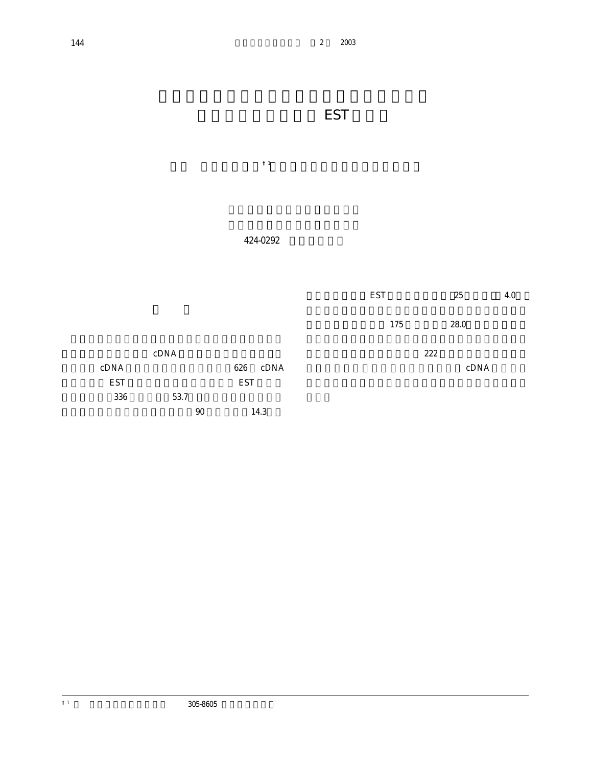# EST

†1

424-0292

cDNA

cDNA 626 cDNA

EST EST

336 53.7

90 14.3

EST 25 4.0

175 28.0

222

cDNA

---

†1 305-8605